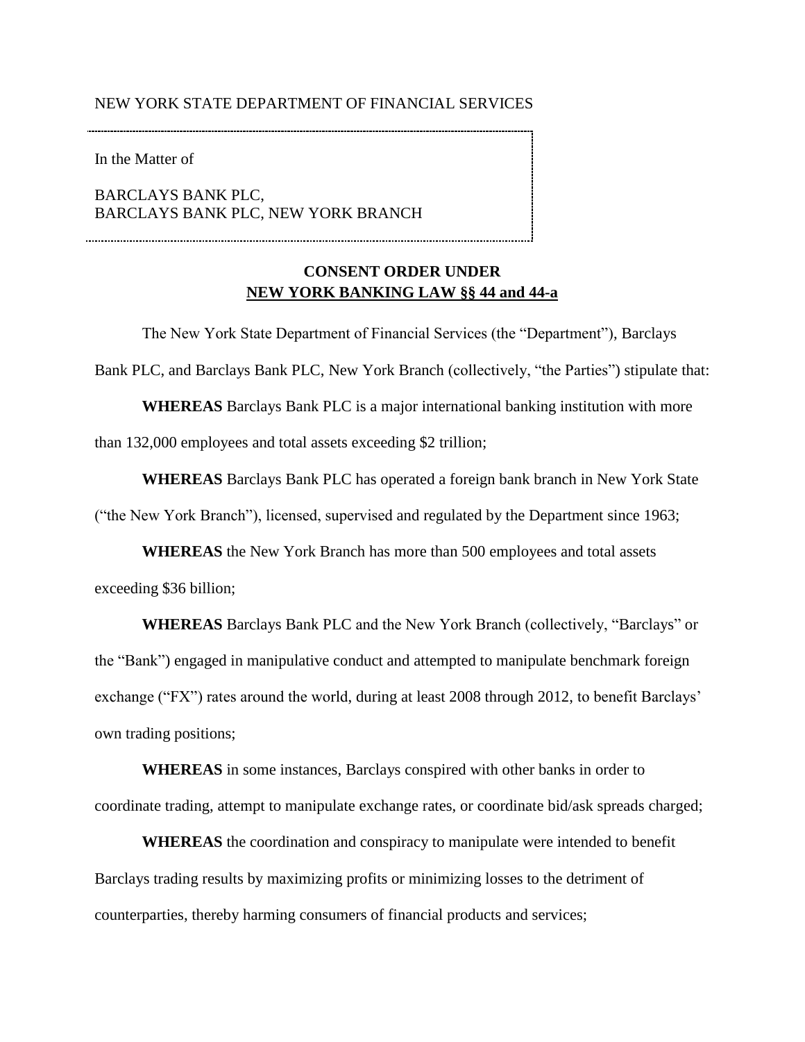NEW YORK STATE DEPARTMENT OF FINANCIAL SERVICES

In the Matter of

BARCLAYS BANK PLC,
BARCLAYS BANK PLC, NEW YORK BRANCH

## CONSENT ORDER UNDER NEW YORK BANKING LAW §§ 44 and 44-a

The New York State Department of Financial Services (the "Department"), Barclays Bank PLC, and Barclays Bank PLC, New York Branch (collectively, "the Parties") stipulate that:

**WHEREAS** Barclays Bank PLC is a major international banking institution with more than 132,000 employees and total assets exceeding $2 trillion;

**WHEREAS** Barclays Bank PLC has operated a foreign bank branch in New York State ("the New York Branch"), licensed, supervised and regulated by the Department since 1963;

**WHEREAS** the New York Branch has more than 500 employees and total assets exceeding $36 billion;

**WHEREAS** Barclays Bank PLC and the New York Branch (collectively, "Barclays" or the "Bank") engaged in manipulative conduct and attempted to manipulate benchmark foreign exchange ("FX") rates around the world, during at least 2008 through 2012, to benefit Barclays' own trading positions;

**WHEREAS** in some instances, Barclays conspired with other banks in order to coordinate trading, attempt to manipulate exchange rates, or coordinate bid/ask spreads charged;

**WHEREAS** the coordination and conspiracy to manipulate were intended to benefit Barclays trading results by maximizing profits or minimizing losses to the detriment of counterparties, thereby harming consumers of financial products and services;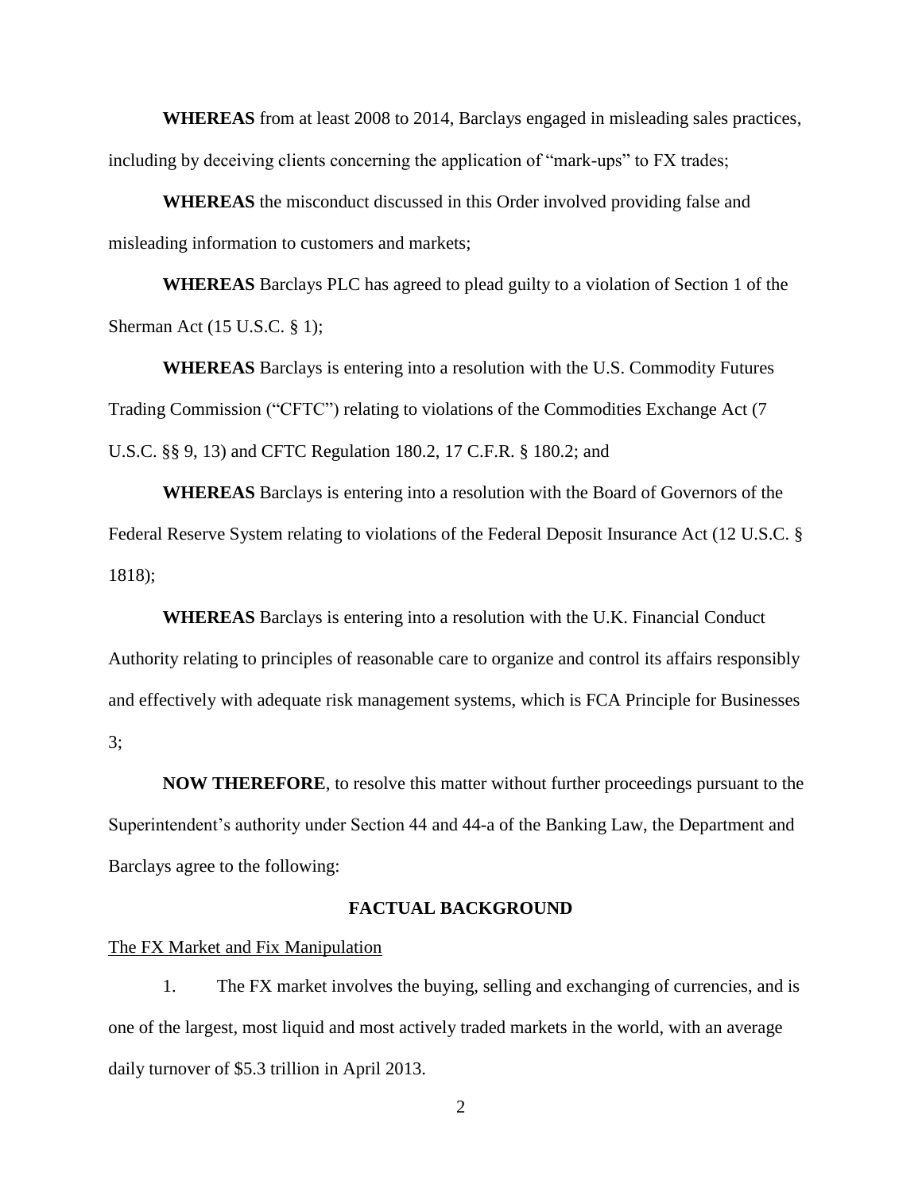**WHEREAS** from at least 2008 to 2014, Barclays engaged in misleading sales practices, including by deceiving clients concerning the application of "mark-ups" to FX trades;

**WHEREAS** the misconduct discussed in this Order involved providing false and misleading information to customers and markets;

**WHEREAS** Barclays PLC has agreed to plead guilty to a violation of Section 1 of the Sherman Act (15 U.S.C. § 1);

**WHEREAS** Barclays is entering into a resolution with the U.S. Commodity Futures Trading Commission ("CFTC") relating to violations of the Commodities Exchange Act (7 U.S.C. §§ 9, 13) and CFTC Regulation 180.2, 17 C.F.R. § 180.2; and

**WHEREAS** Barclays is entering into a resolution with the Board of Governors of the Federal Reserve System relating to violations of the Federal Deposit Insurance Act (12 U.S.C. § 1818);

**WHEREAS** Barclays is entering into a resolution with the U.K. Financial Conduct Authority relating to principles of reasonable care to organize and control its affairs responsibly and effectively with adequate risk management systems, which is FCA Principle for Businesses 3;

**NOW THEREFORE**, to resolve this matter without further proceedings pursuant to the Superintendent's authority under Section 44 and 44-a of the Banking Law, the Department and Barclays agree to the following:

## FACTUAL BACKGROUND

The FX Market and Fix Manipulation

1. The FX market involves the buying, selling and exchanging of currencies, and is one of the largest, most liquid and most actively traded markets in the world, with an average daily turnover of $5.3 trillion in April 2013.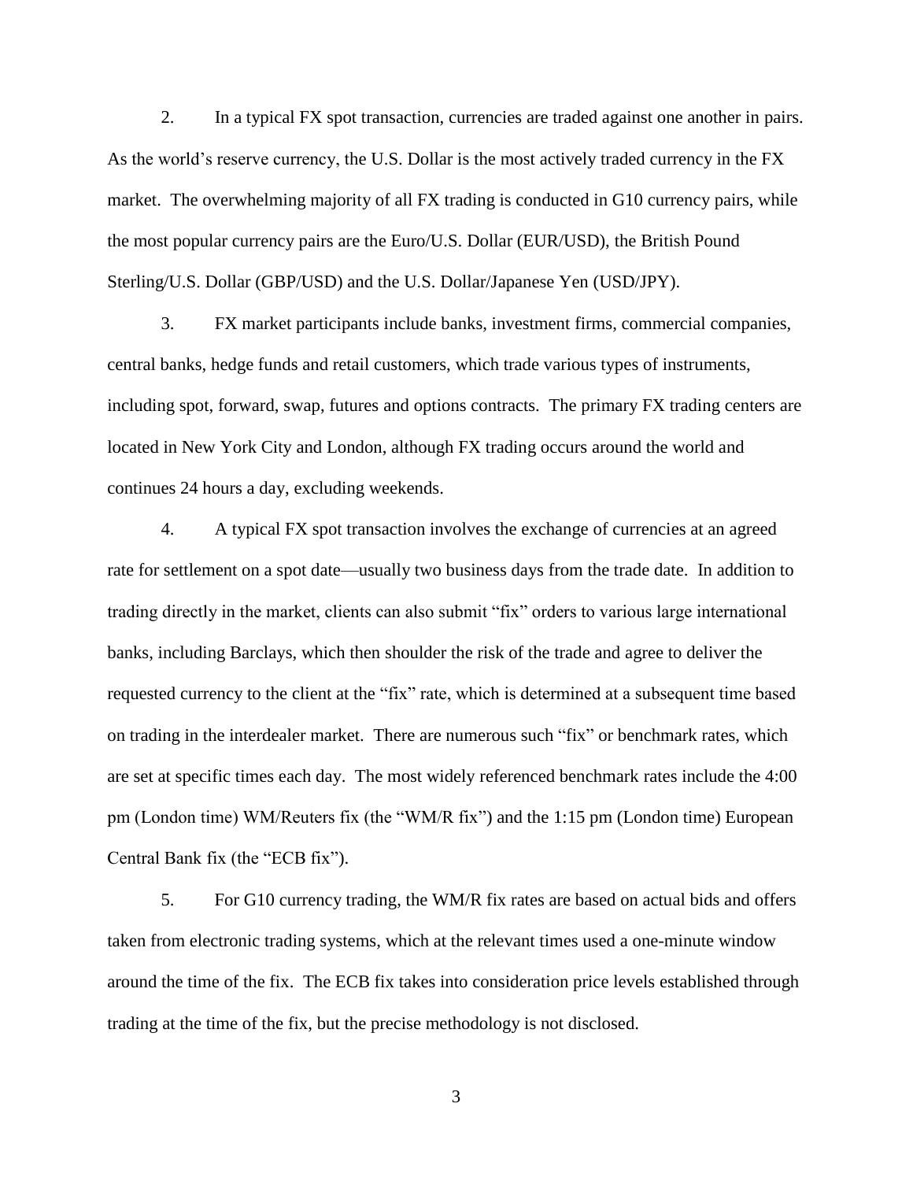2. In a typical FX spot transaction, currencies are traded against one another in pairs. As the world's reserve currency, the U.S. Dollar is the most actively traded currency in the FX market. The overwhelming majority of all FX trading is conducted in G10 currency pairs, while the most popular currency pairs are the Euro/U.S. Dollar (EUR/USD), the British Pound Sterling/U.S. Dollar (GBP/USD) and the U.S. Dollar/Japanese Yen (USD/JPY).

3. FX market participants include banks, investment firms, commercial companies, central banks, hedge funds and retail customers, which trade various types of instruments, including spot, forward, swap, futures and options contracts. The primary FX trading centers are located in New York City and London, although FX trading occurs around the world and continues 24 hours a day, excluding weekends.

4. A typical FX spot transaction involves the exchange of currencies at an agreed rate for settlement on a spot date—usually two business days from the trade date. In addition to trading directly in the market, clients can also submit "fix" orders to various large international banks, including Barclays, which then shoulder the risk of the trade and agree to deliver the requested currency to the client at the "fix" rate, which is determined at a subsequent time based on trading in the interdealer market. There are numerous such "fix" or benchmark rates, which are set at specific times each day. The most widely referenced benchmark rates include the 4:00 pm (London time) WM/Reuters fix (the "WM/R fix") and the 1:15 pm (London time) European Central Bank fix (the "ECB fix").

5. For G10 currency trading, the WM/R fix rates are based on actual bids and offers taken from electronic trading systems, which at the relevant times used a one-minute window around the time of the fix. The ECB fix takes into consideration price levels established through trading at the time of the fix, but the precise methodology is not disclosed.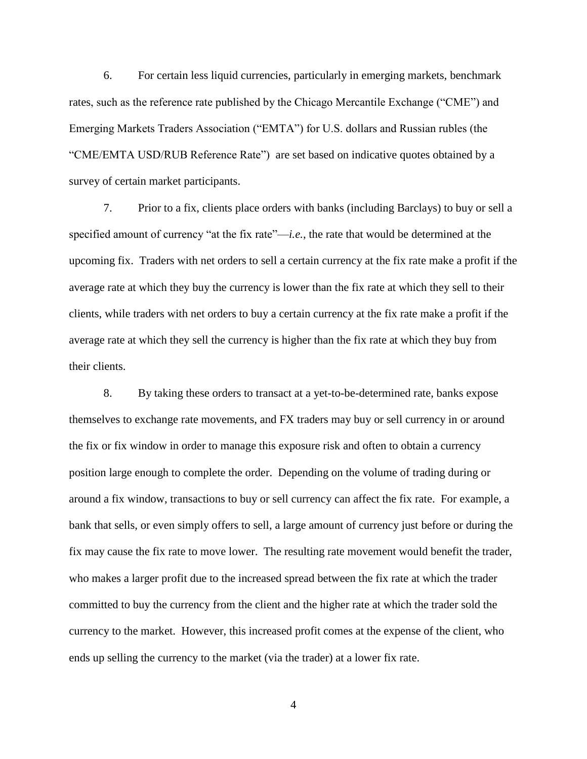6. For certain less liquid currencies, particularly in emerging markets, benchmark rates, such as the reference rate published by the Chicago Mercantile Exchange ("CME") and Emerging Markets Traders Association ("EMTA") for U.S. dollars and Russian rubles (the "CME/EMTA USD/RUB Reference Rate") are set based on indicative quotes obtained by a survey of certain market participants.

7. Prior to a fix, clients place orders with banks (including Barclays) to buy or sell a specified amount of currency "at the fix rate"—*i.e.*, the rate that would be determined at the upcoming fix. Traders with net orders to sell a certain currency at the fix rate make a profit if the average rate at which they buy the currency is lower than the fix rate at which they sell to their clients, while traders with net orders to buy a certain currency at the fix rate make a profit if the average rate at which they sell the currency is higher than the fix rate at which they buy from their clients.

8. By taking these orders to transact at a yet-to-be-determined rate, banks expose themselves to exchange rate movements, and FX traders may buy or sell currency in or around the fix or fix window in order to manage this exposure risk and often to obtain a currency position large enough to complete the order. Depending on the volume of trading during or around a fix window, transactions to buy or sell currency can affect the fix rate. For example, a bank that sells, or even simply offers to sell, a large amount of currency just before or during the fix may cause the fix rate to move lower. The resulting rate movement would benefit the trader, who makes a larger profit due to the increased spread between the fix rate at which the trader committed to buy the currency from the client and the higher rate at which the trader sold the currency to the market. However, this increased profit comes at the expense of the client, who ends up selling the currency to the market (via the trader) at a lower fix rate.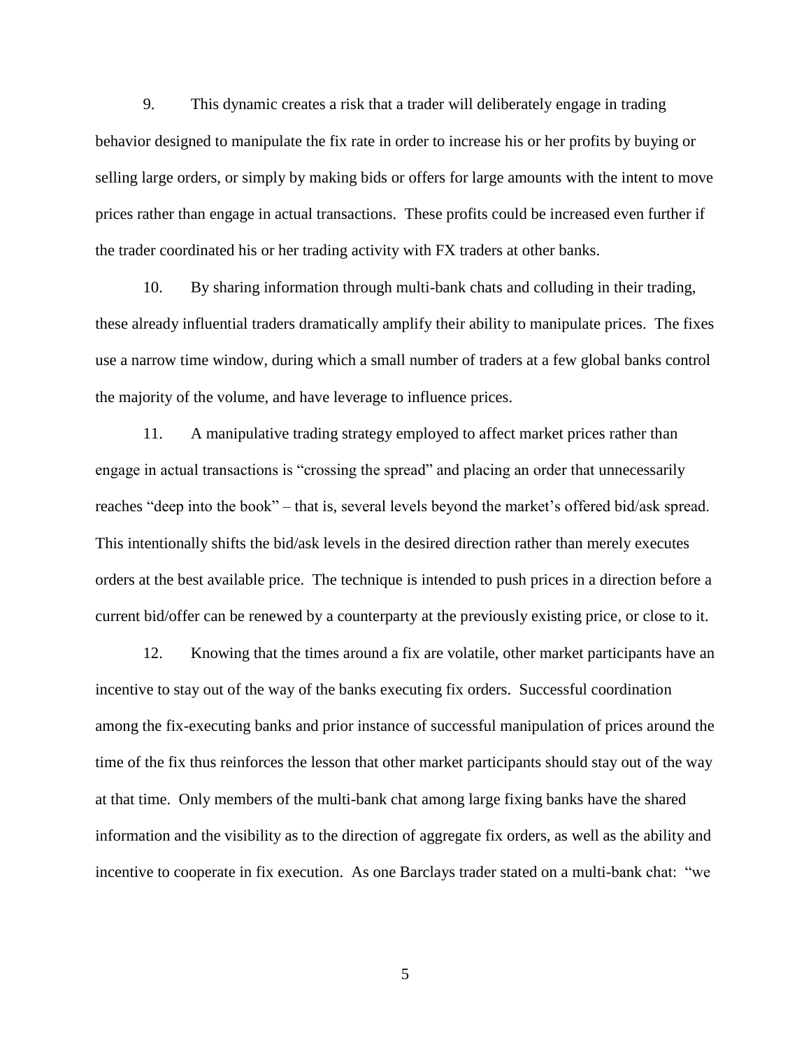9. This dynamic creates a risk that a trader will deliberately engage in trading behavior designed to manipulate the fix rate in order to increase his or her profits by buying or selling large orders, or simply by making bids or offers for large amounts with the intent to move prices rather than engage in actual transactions. These profits could be increased even further if the trader coordinated his or her trading activity with FX traders at other banks.

10. By sharing information through multi-bank chats and colluding in their trading, these already influential traders dramatically amplify their ability to manipulate prices. The fixes use a narrow time window, during which a small number of traders at a few global banks control the majority of the volume, and have leverage to influence prices.

11. A manipulative trading strategy employed to affect market prices rather than engage in actual transactions is "crossing the spread" and placing an order that unnecessarily reaches "deep into the book" – that is, several levels beyond the market's offered bid/ask spread. This intentionally shifts the bid/ask levels in the desired direction rather than merely executes orders at the best available price. The technique is intended to push prices in a direction before a current bid/offer can be renewed by a counterparty at the previously existing price, or close to it.

12. Knowing that the times around a fix are volatile, other market participants have an incentive to stay out of the way of the banks executing fix orders. Successful coordination among the fix-executing banks and prior instance of successful manipulation of prices around the time of the fix thus reinforces the lesson that other market participants should stay out of the way at that time. Only members of the multi-bank chat among large fixing banks have the shared information and the visibility as to the direction of aggregate fix orders, as well as the ability and incentive to cooperate in fix execution. As one Barclays trader stated on a multi-bank chat: "we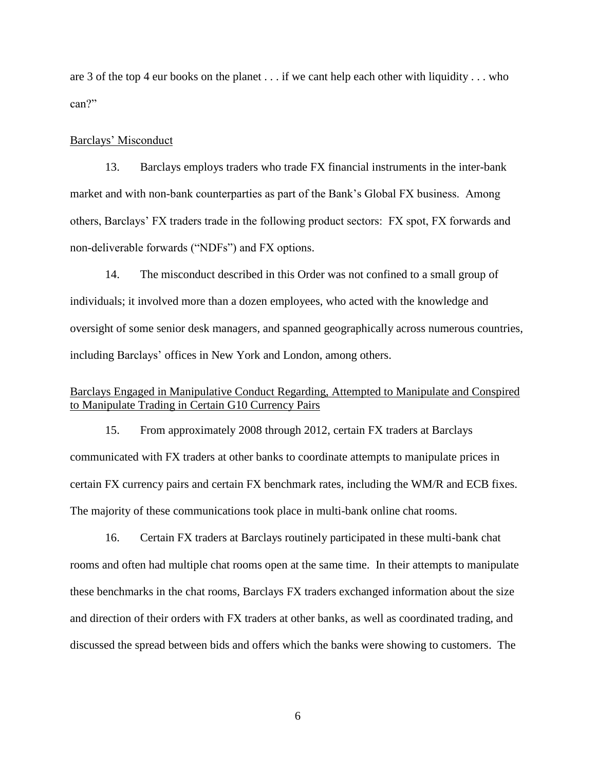are 3 of the top 4 eur books on the planet . . . if we cant help each other with liquidity . . . who can?"

Barclays' Misconduct

13. Barclays employs traders who trade FX financial instruments in the inter-bank market and with non-bank counterparties as part of the Bank's Global FX business. Among others, Barclays' FX traders trade in the following product sectors: FX spot, FX forwards and non-deliverable forwards ("NDFs") and FX options.

14. The misconduct described in this Order was not confined to a small group of individuals; it involved more than a dozen employees, who acted with the knowledge and oversight of some senior desk managers, and spanned geographically across numerous countries, including Barclays' offices in New York and London, among others.

Barclays Engaged in Manipulative Conduct Regarding, Attempted to Manipulate and Conspired to Manipulate Trading in Certain G10 Currency Pairs

15. From approximately 2008 through 2012, certain FX traders at Barclays communicated with FX traders at other banks to coordinate attempts to manipulate prices in certain FX currency pairs and certain FX benchmark rates, including the WM/R and ECB fixes. The majority of these communications took place in multi-bank online chat rooms.

16. Certain FX traders at Barclays routinely participated in these multi-bank chat rooms and often had multiple chat rooms open at the same time. In their attempts to manipulate these benchmarks in the chat rooms, Barclays FX traders exchanged information about the size and direction of their orders with FX traders at other banks, as well as coordinated trading, and discussed the spread between bids and offers which the banks were showing to customers. The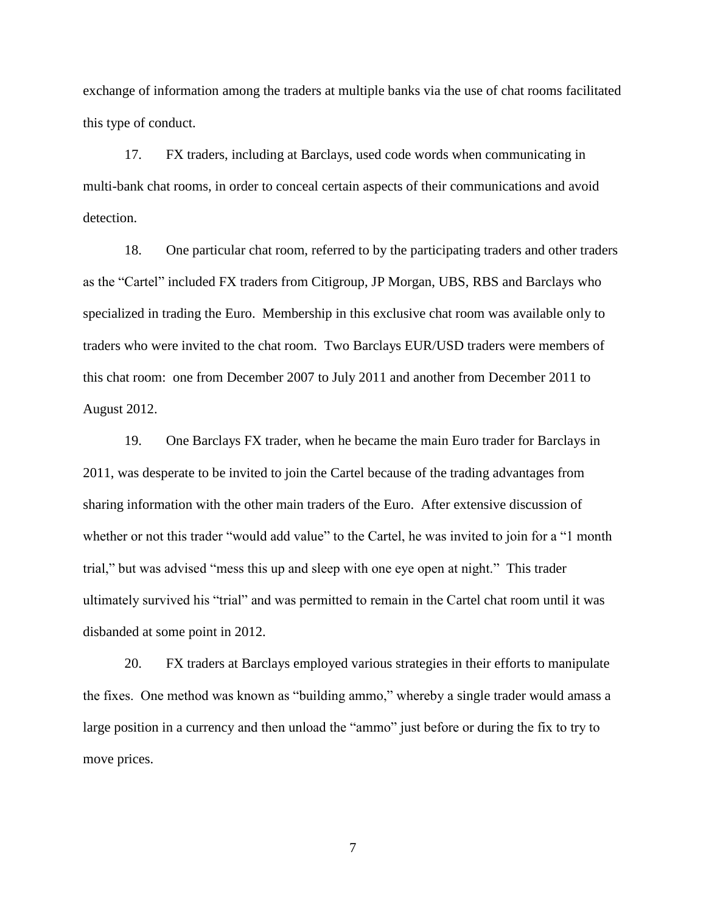exchange of information among the traders at multiple banks via the use of chat rooms facilitated this type of conduct.

17. FX traders, including at Barclays, used code words when communicating in multi-bank chat rooms, in order to conceal certain aspects of their communications and avoid detection.

18. One particular chat room, referred to by the participating traders and other traders as the "Cartel" included FX traders from Citigroup, JP Morgan, UBS, RBS and Barclays who specialized in trading the Euro. Membership in this exclusive chat room was available only to traders who were invited to the chat room. Two Barclays EUR/USD traders were members of this chat room: one from December 2007 to July 2011 and another from December 2011 to August 2012.

19. One Barclays FX trader, when he became the main Euro trader for Barclays in 2011, was desperate to be invited to join the Cartel because of the trading advantages from sharing information with the other main traders of the Euro. After extensive discussion of whether or not this trader "would add value" to the Cartel, he was invited to join for a "1 month trial," but was advised "mess this up and sleep with one eye open at night." This trader ultimately survived his "trial" and was permitted to remain in the Cartel chat room until it was disbanded at some point in 2012.

20. FX traders at Barclays employed various strategies in their efforts to manipulate the fixes. One method was known as "building ammo," whereby a single trader would amass a large position in a currency and then unload the "ammo" just before or during the fix to try to move prices.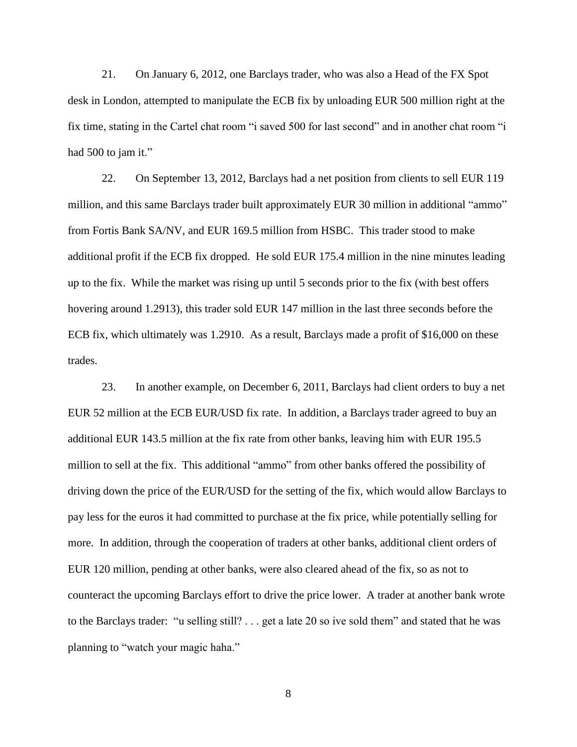21. On January 6, 2012, one Barclays trader, who was also a Head of the FX Spot desk in London, attempted to manipulate the ECB fix by unloading EUR 500 million right at the fix time, stating in the Cartel chat room "i saved 500 for last second" and in another chat room "i had 500 to jam it."

22. On September 13, 2012, Barclays had a net position from clients to sell EUR 119 million, and this same Barclays trader built approximately EUR 30 million in additional "ammo" from Fortis Bank SA/NV, and EUR 169.5 million from HSBC. This trader stood to make additional profit if the ECB fix dropped. He sold EUR 175.4 million in the nine minutes leading up to the fix. While the market was rising up until 5 seconds prior to the fix (with best offers hovering around 1.2913), this trader sold EUR 147 million in the last three seconds before the ECB fix, which ultimately was 1.2910. As a result, Barclays made a profit of $16,000 on these trades.

23. In another example, on December 6, 2011, Barclays had client orders to buy a net EUR 52 million at the ECB EUR/USD fix rate. In addition, a Barclays trader agreed to buy an additional EUR 143.5 million at the fix rate from other banks, leaving him with EUR 195.5 million to sell at the fix. This additional "ammo" from other banks offered the possibility of driving down the price of the EUR/USD for the setting of the fix, which would allow Barclays to pay less for the euros it had committed to purchase at the fix price, while potentially selling for more. In addition, through the cooperation of traders at other banks, additional client orders of EUR 120 million, pending at other banks, were also cleared ahead of the fix, so as not to counteract the upcoming Barclays effort to drive the price lower. A trader at another bank wrote to the Barclays trader: "u selling still? . . . get a late 20 so ive sold them" and stated that he was planning to "watch your magic haha."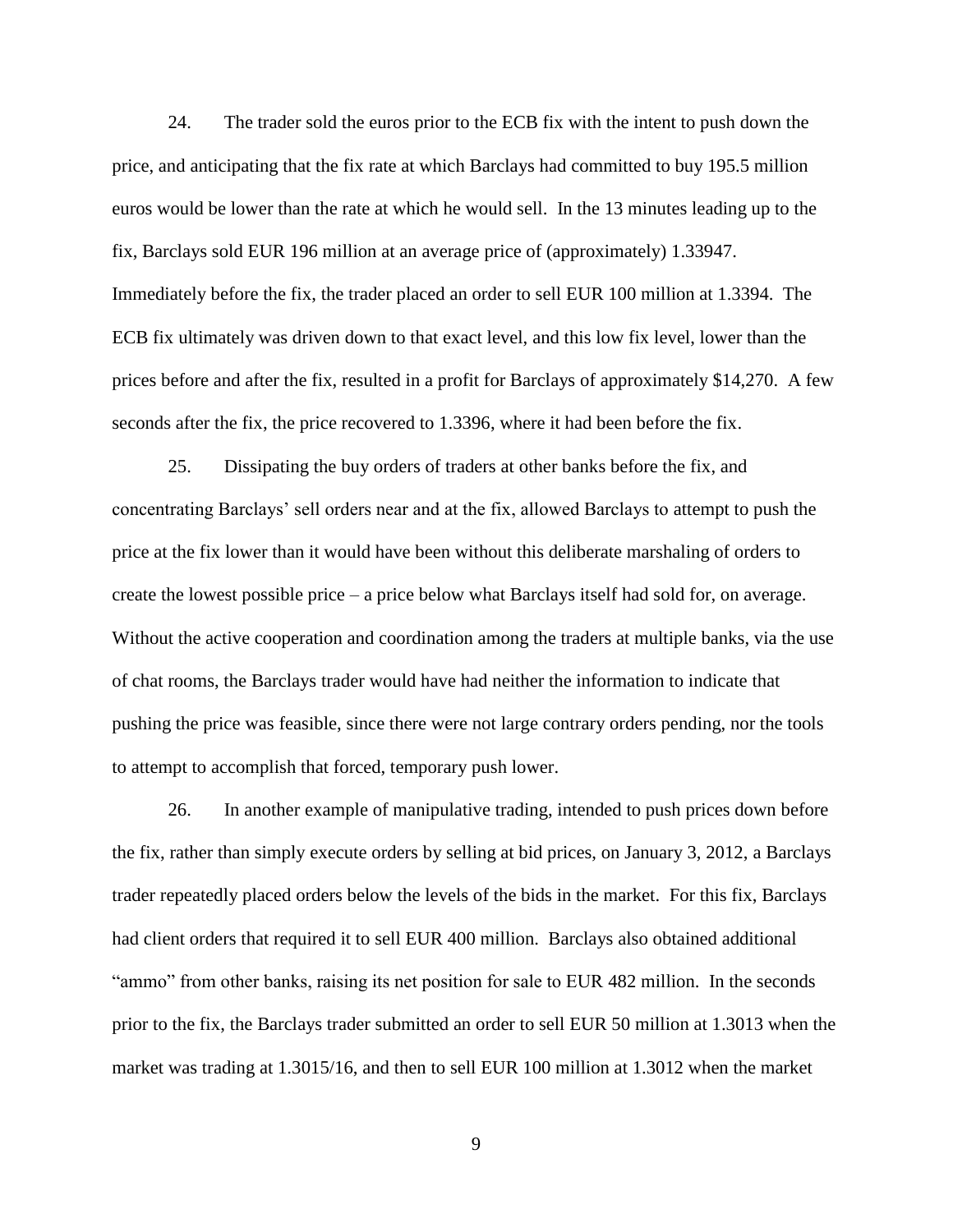24. The trader sold the euros prior to the ECB fix with the intent to push down the price, and anticipating that the fix rate at which Barclays had committed to buy 195.5 million euros would be lower than the rate at which he would sell. In the 13 minutes leading up to the fix, Barclays sold EUR 196 million at an average price of (approximately) 1.33947. Immediately before the fix, the trader placed an order to sell EUR 100 million at 1.3394. The ECB fix ultimately was driven down to that exact level, and this low fix level, lower than the prices before and after the fix, resulted in a profit for Barclays of approximately $14,270. A few seconds after the fix, the price recovered to 1.3396, where it had been before the fix.

25. Dissipating the buy orders of traders at other banks before the fix, and concentrating Barclays' sell orders near and at the fix, allowed Barclays to attempt to push the price at the fix lower than it would have been without this deliberate marshaling of orders to create the lowest possible price – a price below what Barclays itself had sold for, on average. Without the active cooperation and coordination among the traders at multiple banks, via the use of chat rooms, the Barclays trader would have had neither the information to indicate that pushing the price was feasible, since there were not large contrary orders pending, nor the tools to attempt to accomplish that forced, temporary push lower.

26. In another example of manipulative trading, intended to push prices down before the fix, rather than simply execute orders by selling at bid prices, on January 3, 2012, a Barclays trader repeatedly placed orders below the levels of the bids in the market. For this fix, Barclays had client orders that required it to sell EUR 400 million. Barclays also obtained additional "ammo" from other banks, raising its net position for sale to EUR 482 million. In the seconds prior to the fix, the Barclays trader submitted an order to sell EUR 50 million at 1.3013 when the market was trading at 1.3015/16, and then to sell EUR 100 million at 1.3012 when the market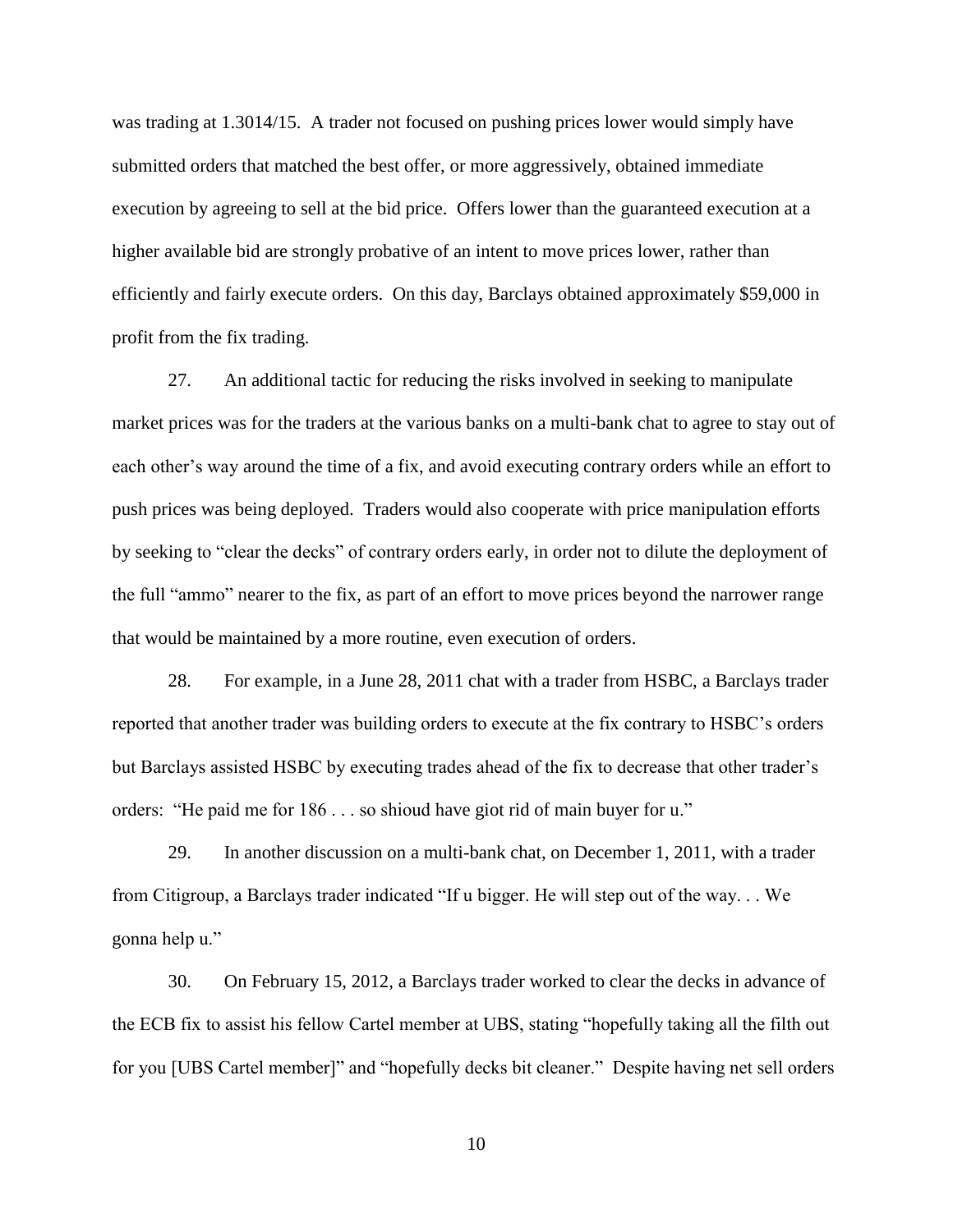was trading at 1.3014/15. A trader not focused on pushing prices lower would simply have submitted orders that matched the best offer, or more aggressively, obtained immediate execution by agreeing to sell at the bid price. Offers lower than the guaranteed execution at a higher available bid are strongly probative of an intent to move prices lower, rather than efficiently and fairly execute orders. On this day, Barclays obtained approximately $59,000 in profit from the fix trading.

27. An additional tactic for reducing the risks involved in seeking to manipulate market prices was for the traders at the various banks on a multi-bank chat to agree to stay out of each other's way around the time of a fix, and avoid executing contrary orders while an effort to push prices was being deployed. Traders would also cooperate with price manipulation efforts by seeking to "clear the decks" of contrary orders early, in order not to dilute the deployment of the full "ammo" nearer to the fix, as part of an effort to move prices beyond the narrower range that would be maintained by a more routine, even execution of orders.

28. For example, in a June 28, 2011 chat with a trader from HSBC, a Barclays trader reported that another trader was building orders to execute at the fix contrary to HSBC's orders but Barclays assisted HSBC by executing trades ahead of the fix to decrease that other trader's orders: "He paid me for 186 . . . so shioud have giot rid of main buyer for u."

29. In another discussion on a multi-bank chat, on December 1, 2011, with a trader from Citigroup, a Barclays trader indicated "If u bigger. He will step out of the way. . . We gonna help u."

30. On February 15, 2012, a Barclays trader worked to clear the decks in advance of the ECB fix to assist his fellow Cartel member at UBS, stating "hopefully taking all the filth out for you [UBS Cartel member]" and "hopefully decks bit cleaner." Despite having net sell orders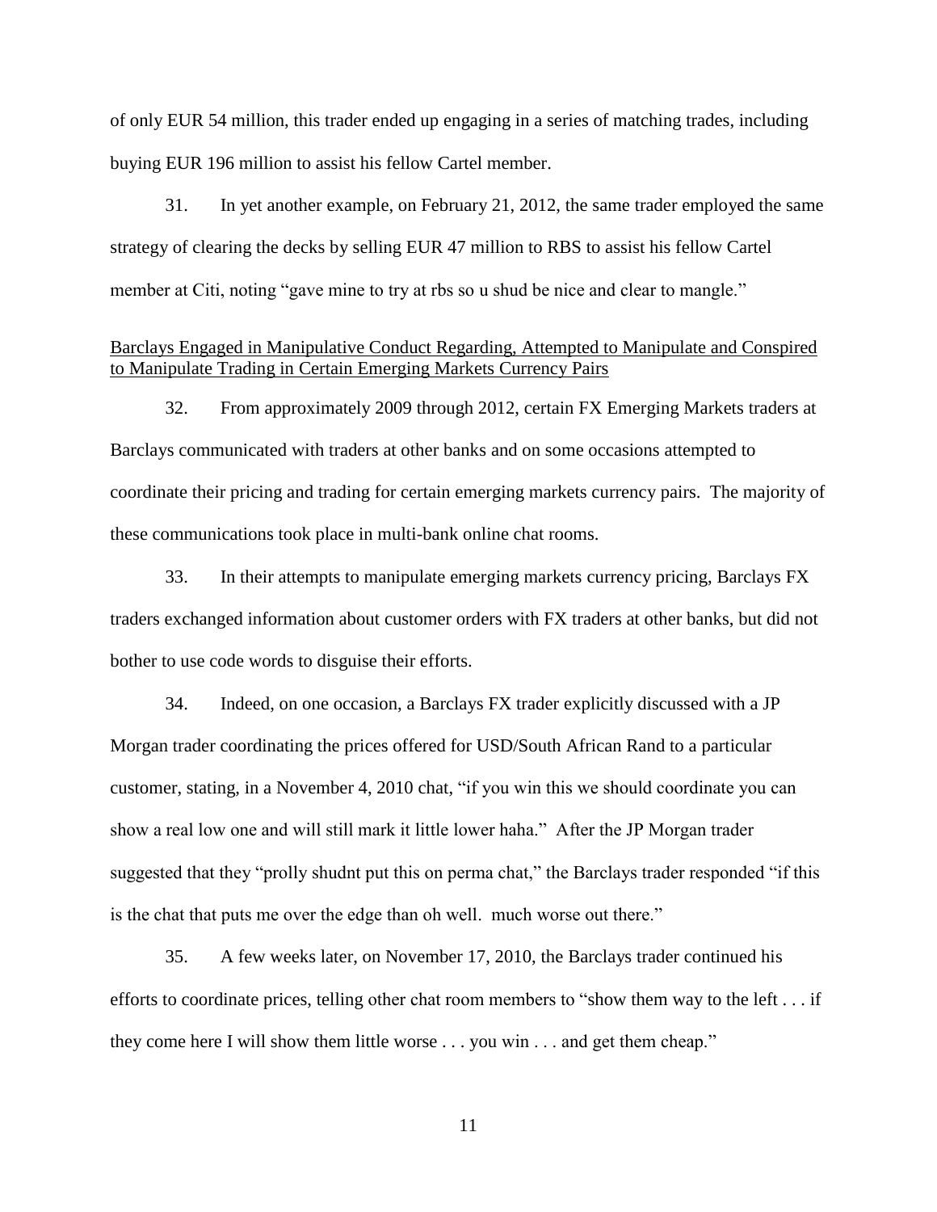of only EUR 54 million, this trader ended up engaging in a series of matching trades, including buying EUR 196 million to assist his fellow Cartel member.

31. In yet another example, on February 21, 2012, the same trader employed the same strategy of clearing the decks by selling EUR 47 million to RBS to assist his fellow Cartel member at Citi, noting "gave mine to try at rbs so u shud be nice and clear to mangle."

<u>Barclays Engaged in Manipulative Conduct Regarding, Attempted to Manipulate and Conspired to Manipulate Trading in Certain Emerging Markets Currency Pairs</u>

32. From approximately 2009 through 2012, certain FX Emerging Markets traders at Barclays communicated with traders at other banks and on some occasions attempted to coordinate their pricing and trading for certain emerging markets currency pairs. The majority of these communications took place in multi-bank online chat rooms.

33. In their attempts to manipulate emerging markets currency pricing, Barclays FX traders exchanged information about customer orders with FX traders at other banks, but did not bother to use code words to disguise their efforts.

34. Indeed, on one occasion, a Barclays FX trader explicitly discussed with a JP Morgan trader coordinating the prices offered for USD/South African Rand to a particular customer, stating, in a November 4, 2010 chat, "if you win this we should coordinate you can show a real low one and will still mark it little lower haha." After the JP Morgan trader suggested that they "prolly shudnt put this on perma chat," the Barclays trader responded "if this is the chat that puts me over the edge than oh well. much worse out there."

35. A few weeks later, on November 17, 2010, the Barclays trader continued his efforts to coordinate prices, telling other chat room members to "show them way to the left . . . if they come here I will show them little worse . . . you win . . . and get them cheap."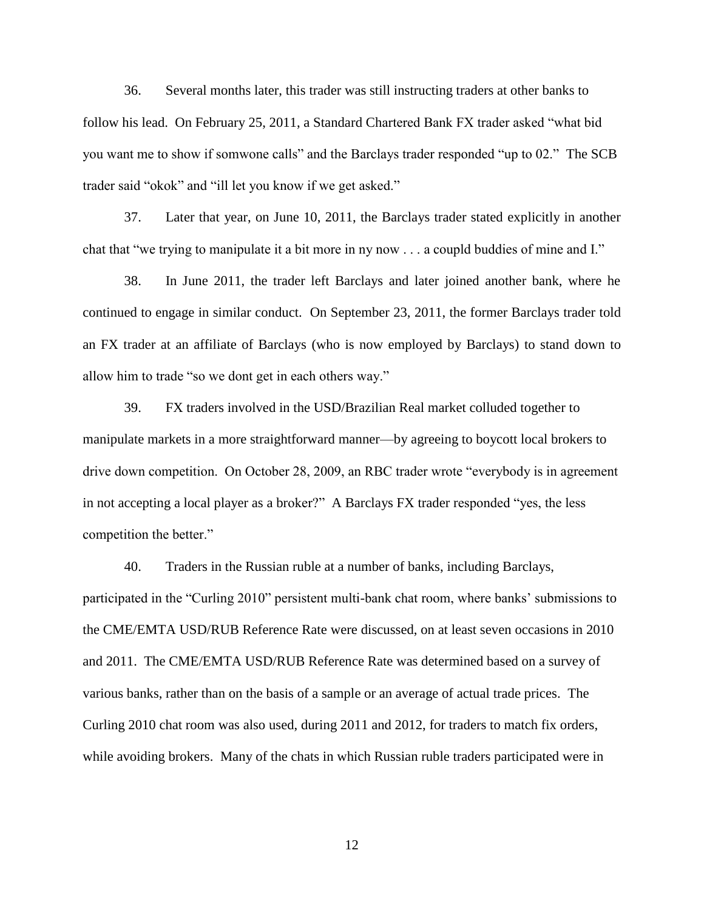36. Several months later, this trader was still instructing traders at other banks to follow his lead. On February 25, 2011, a Standard Chartered Bank FX trader asked "what bid you want me to show if somwone calls" and the Barclays trader responded "up to 02." The SCB trader said "okok" and "ill let you know if we get asked."

37. Later that year, on June 10, 2011, the Barclays trader stated explicitly in another chat that "we trying to manipulate it a bit more in ny now . . . a coupld buddies of mine and I."

38. In June 2011, the trader left Barclays and later joined another bank, where he continued to engage in similar conduct. On September 23, 2011, the former Barclays trader told an FX trader at an affiliate of Barclays (who is now employed by Barclays) to stand down to allow him to trade "so we dont get in each others way."

39. FX traders involved in the USD/Brazilian Real market colluded together to manipulate markets in a more straightforward manner—by agreeing to boycott local brokers to drive down competition. On October 28, 2009, an RBC trader wrote "everybody is in agreement in not accepting a local player as a broker?" A Barclays FX trader responded "yes, the less competition the better."

40. Traders in the Russian ruble at a number of banks, including Barclays, participated in the "Curling 2010" persistent multi-bank chat room, where banks' submissions to the CME/EMTA USD/RUB Reference Rate were discussed, on at least seven occasions in 2010 and 2011. The CME/EMTA USD/RUB Reference Rate was determined based on a survey of various banks, rather than on the basis of a sample or an average of actual trade prices. The Curling 2010 chat room was also used, during 2011 and 2012, for traders to match fix orders, while avoiding brokers. Many of the chats in which Russian ruble traders participated were in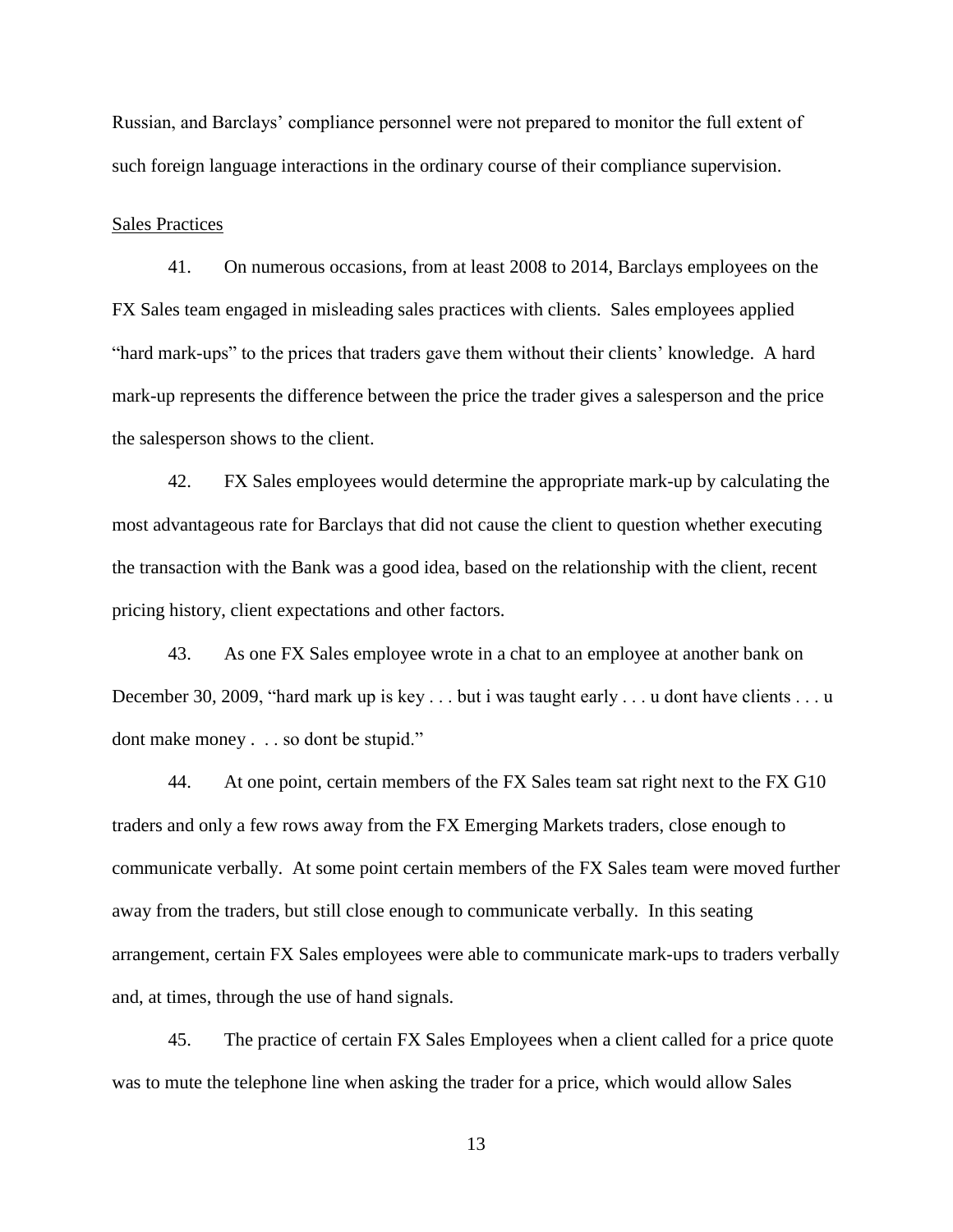Russian, and Barclays' compliance personnel were not prepared to monitor the full extent of such foreign language interactions in the ordinary course of their compliance supervision.

Sales Practices

41. On numerous occasions, from at least 2008 to 2014, Barclays employees on the FX Sales team engaged in misleading sales practices with clients. Sales employees applied "hard mark-ups" to the prices that traders gave them without their clients' knowledge. A hard mark-up represents the difference between the price the trader gives a salesperson and the price the salesperson shows to the client.

42. FX Sales employees would determine the appropriate mark-up by calculating the most advantageous rate for Barclays that did not cause the client to question whether executing the transaction with the Bank was a good idea, based on the relationship with the client, recent pricing history, client expectations and other factors.

43. As one FX Sales employee wrote in a chat to an employee at another bank on December 30, 2009, "hard mark up is key . . . but i was taught early . . . u dont have clients . . . u dont make money . . . so dont be stupid."

44. At one point, certain members of the FX Sales team sat right next to the FX G10 traders and only a few rows away from the FX Emerging Markets traders, close enough to communicate verbally. At some point certain members of the FX Sales team were moved further away from the traders, but still close enough to communicate verbally. In this seating arrangement, certain FX Sales employees were able to communicate mark-ups to traders verbally and, at times, through the use of hand signals.

45. The practice of certain FX Sales Employees when a client called for a price quote was to mute the telephone line when asking the trader for a price, which would allow Sales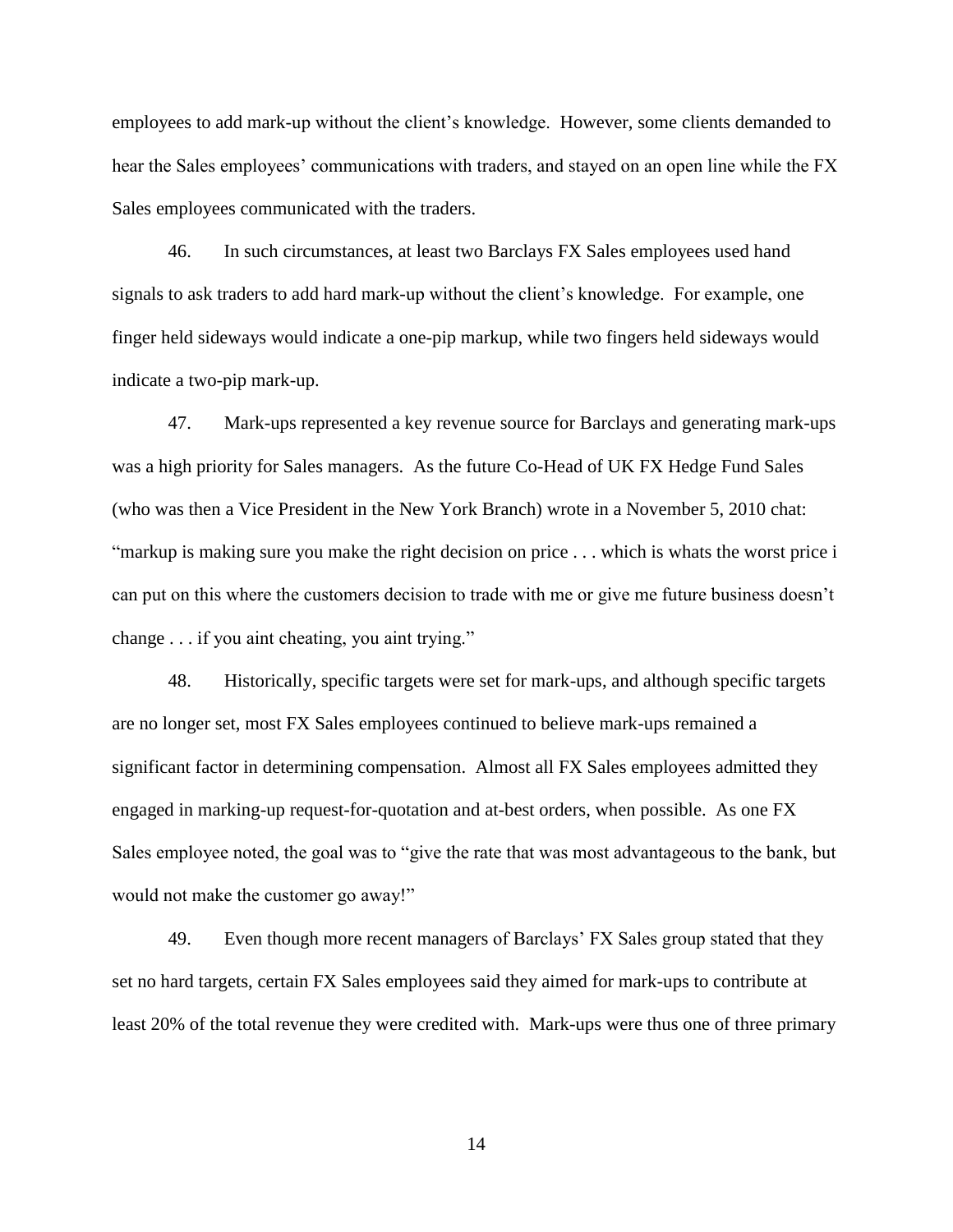employees to add mark-up without the client's knowledge. However, some clients demanded to hear the Sales employees' communications with traders, and stayed on an open line while the FX Sales employees communicated with the traders.

46. In such circumstances, at least two Barclays FX Sales employees used hand signals to ask traders to add hard mark-up without the client's knowledge. For example, one finger held sideways would indicate a one-pip markup, while two fingers held sideways would indicate a two-pip mark-up.

47. Mark-ups represented a key revenue source for Barclays and generating mark-ups was a high priority for Sales managers. As the future Co-Head of UK FX Hedge Fund Sales (who was then a Vice President in the New York Branch) wrote in a November 5, 2010 chat: "markup is making sure you make the right decision on price . . . which is whats the worst price i can put on this where the customers decision to trade with me or give me future business doesn't change . . . if you aint cheating, you aint trying."

48. Historically, specific targets were set for mark-ups, and although specific targets are no longer set, most FX Sales employees continued to believe mark-ups remained a significant factor in determining compensation. Almost all FX Sales employees admitted they engaged in marking-up request-for-quotation and at-best orders, when possible. As one FX Sales employee noted, the goal was to "give the rate that was most advantageous to the bank, but would not make the customer go away!"

49. Even though more recent managers of Barclays' FX Sales group stated that they set no hard targets, certain FX Sales employees said they aimed for mark-ups to contribute at least 20% of the total revenue they were credited with. Mark-ups were thus one of three primary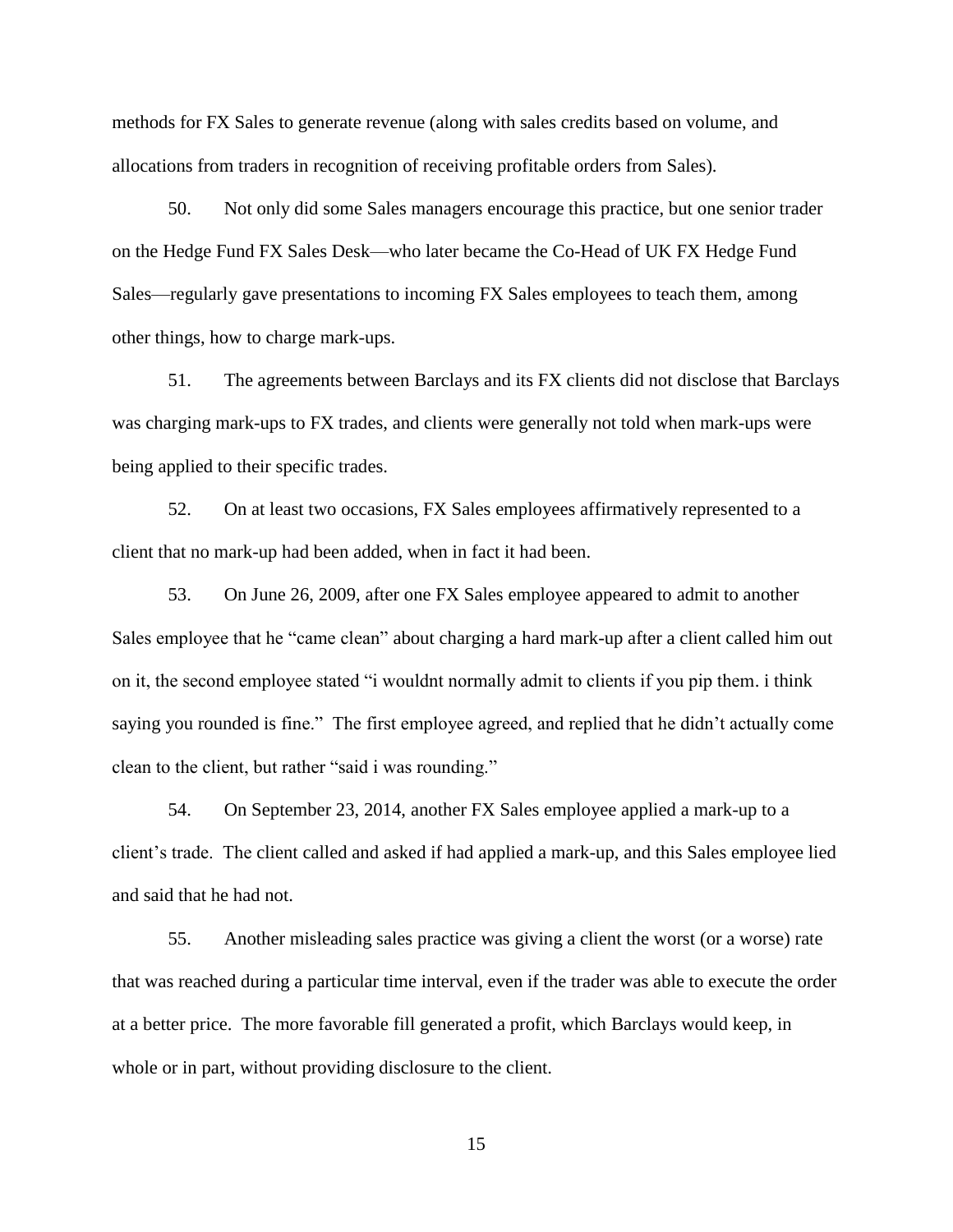methods for FX Sales to generate revenue (along with sales credits based on volume, and allocations from traders in recognition of receiving profitable orders from Sales).

50. Not only did some Sales managers encourage this practice, but one senior trader on the Hedge Fund FX Sales Desk—who later became the Co-Head of UK FX Hedge Fund Sales—regularly gave presentations to incoming FX Sales employees to teach them, among other things, how to charge mark-ups.

51. The agreements between Barclays and its FX clients did not disclose that Barclays was charging mark-ups to FX trades, and clients were generally not told when mark-ups were being applied to their specific trades.

52. On at least two occasions, FX Sales employees affirmatively represented to a client that no mark-up had been added, when in fact it had been.

53. On June 26, 2009, after one FX Sales employee appeared to admit to another Sales employee that he "came clean" about charging a hard mark-up after a client called him out on it, the second employee stated "i wouldnt normally admit to clients if you pip them. i think saying you rounded is fine." The first employee agreed, and replied that he didn't actually come clean to the client, but rather "said i was rounding."

54. On September 23, 2014, another FX Sales employee applied a mark-up to a client's trade. The client called and asked if had applied a mark-up, and this Sales employee lied and said that he had not.

55. Another misleading sales practice was giving a client the worst (or a worse) rate that was reached during a particular time interval, even if the trader was able to execute the order at a better price. The more favorable fill generated a profit, which Barclays would keep, in whole or in part, without providing disclosure to the client.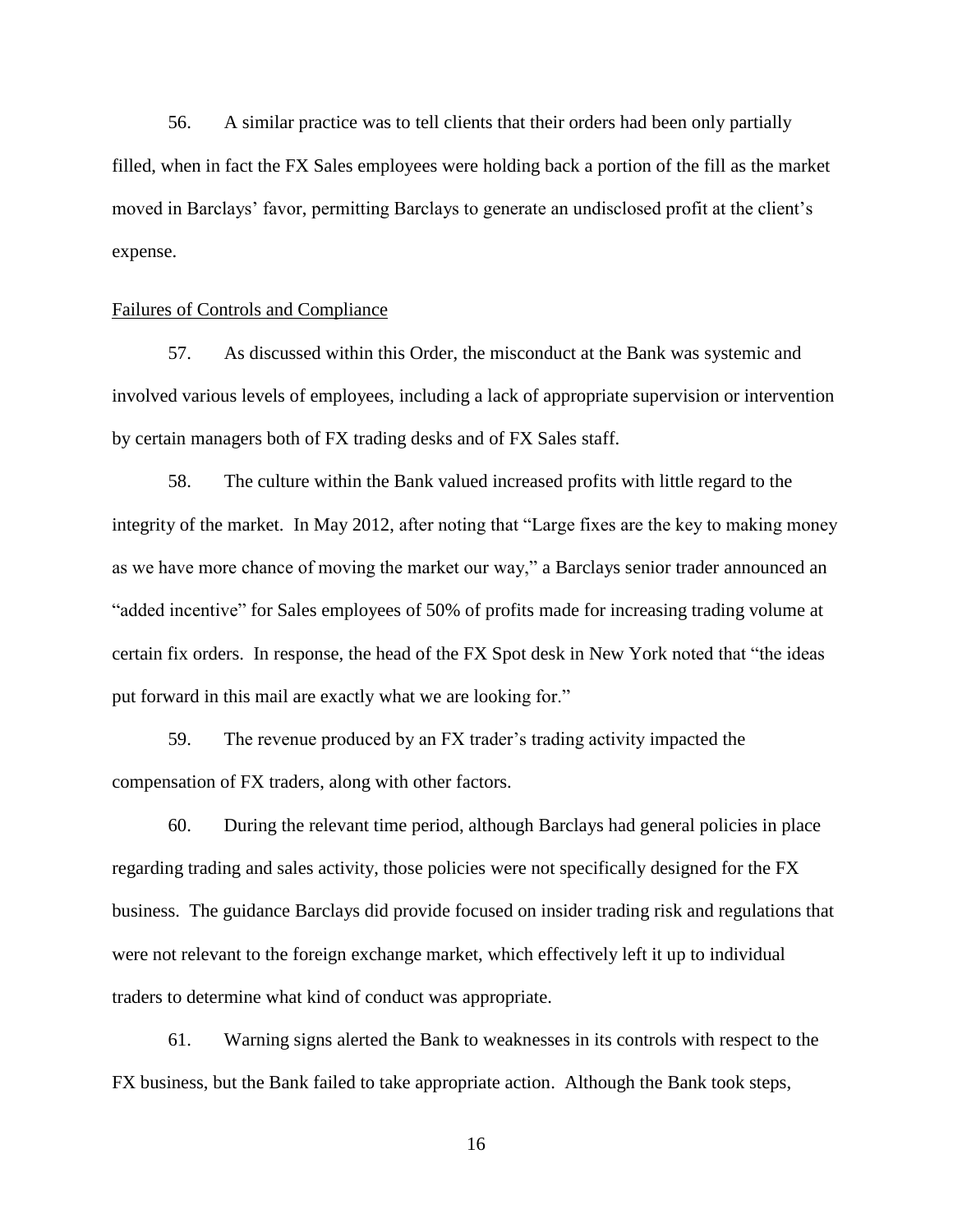56. A similar practice was to tell clients that their orders had been only partially filled, when in fact the FX Sales employees were holding back a portion of the fill as the market moved in Barclays' favor, permitting Barclays to generate an undisclosed profit at the client's expense.

## Failures of Controls and Compliance

57. As discussed within this Order, the misconduct at the Bank was systemic and involved various levels of employees, including a lack of appropriate supervision or intervention by certain managers both of FX trading desks and of FX Sales staff.

58. The culture within the Bank valued increased profits with little regard to the integrity of the market. In May 2012, after noting that "Large fixes are the key to making money as we have more chance of moving the market our way," a Barclays senior trader announced an "added incentive" for Sales employees of 50% of profits made for increasing trading volume at certain fix orders. In response, the head of the FX Spot desk in New York noted that "the ideas put forward in this mail are exactly what we are looking for."

59. The revenue produced by an FX trader's trading activity impacted the compensation of FX traders, along with other factors.

60. During the relevant time period, although Barclays had general policies in place regarding trading and sales activity, those policies were not specifically designed for the FX business. The guidance Barclays did provide focused on insider trading risk and regulations that were not relevant to the foreign exchange market, which effectively left it up to individual traders to determine what kind of conduct was appropriate.

61. Warning signs alerted the Bank to weaknesses in its controls with respect to the FX business, but the Bank failed to take appropriate action. Although the Bank took steps,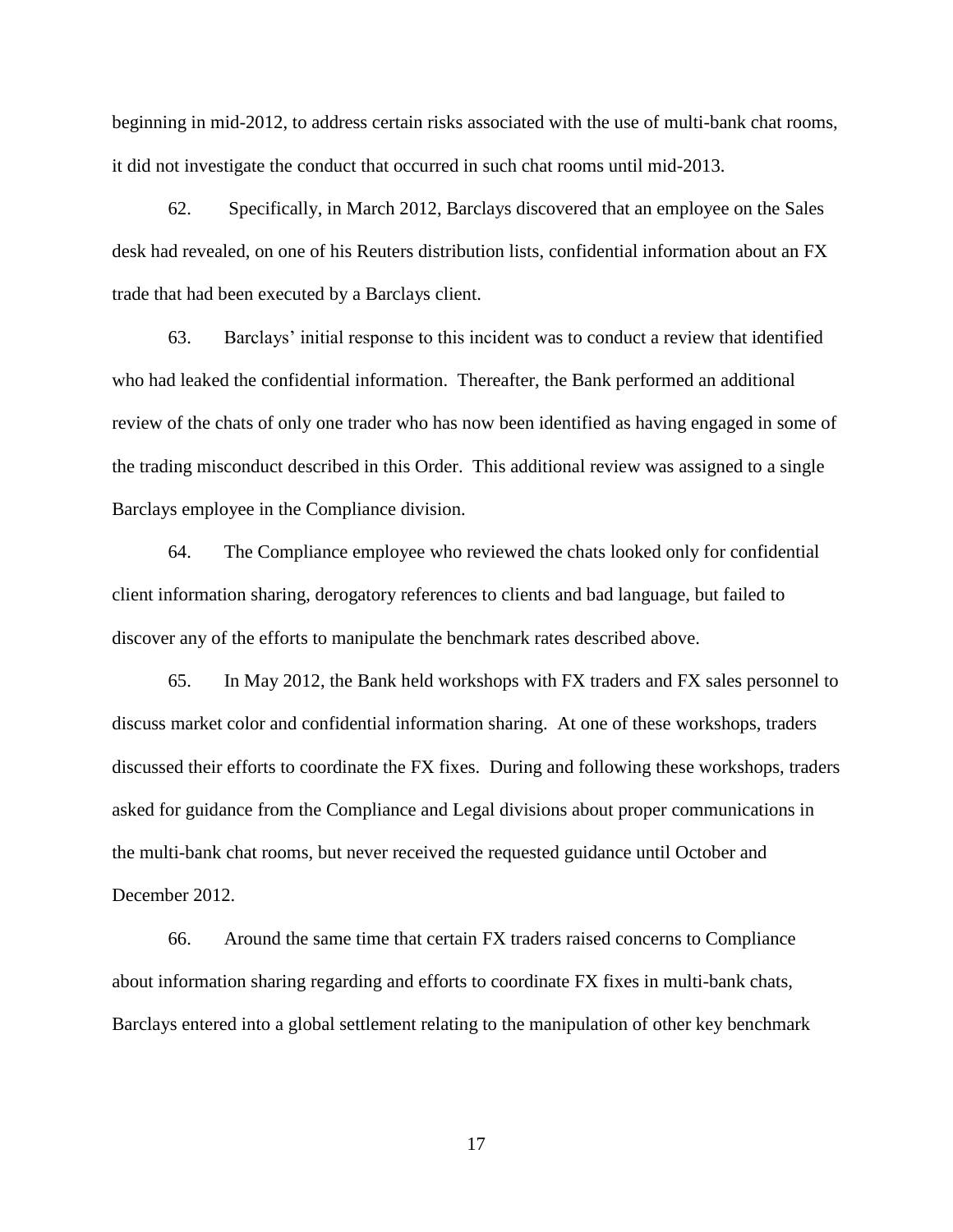beginning in mid-2012, to address certain risks associated with the use of multi-bank chat rooms, it did not investigate the conduct that occurred in such chat rooms until mid-2013.

62. Specifically, in March 2012, Barclays discovered that an employee on the Sales desk had revealed, on one of his Reuters distribution lists, confidential information about an FX trade that had been executed by a Barclays client.

63. Barclays' initial response to this incident was to conduct a review that identified who had leaked the confidential information. Thereafter, the Bank performed an additional review of the chats of only one trader who has now been identified as having engaged in some of the trading misconduct described in this Order. This additional review was assigned to a single Barclays employee in the Compliance division.

64. The Compliance employee who reviewed the chats looked only for confidential client information sharing, derogatory references to clients and bad language, but failed to discover any of the efforts to manipulate the benchmark rates described above.

65. In May 2012, the Bank held workshops with FX traders and FX sales personnel to discuss market color and confidential information sharing. At one of these workshops, traders discussed their efforts to coordinate the FX fixes. During and following these workshops, traders asked for guidance from the Compliance and Legal divisions about proper communications in the multi-bank chat rooms, but never received the requested guidance until October and December 2012.

66. Around the same time that certain FX traders raised concerns to Compliance about information sharing regarding and efforts to coordinate FX fixes in multi-bank chats, Barclays entered into a global settlement relating to the manipulation of other key benchmark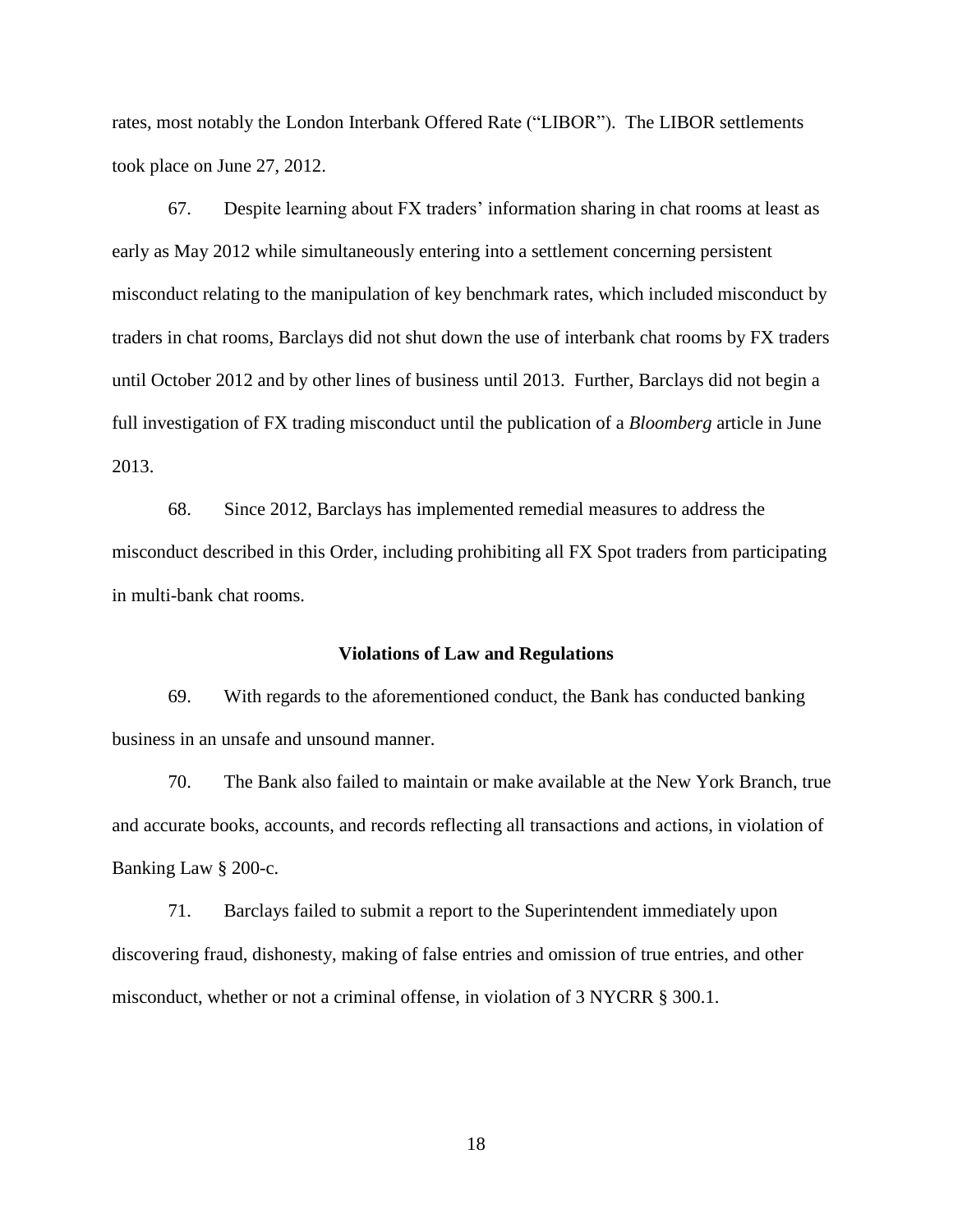rates, most notably the London Interbank Offered Rate ("LIBOR"). The LIBOR settlements took place on June 27, 2012.

67. Despite learning about FX traders' information sharing in chat rooms at least as early as May 2012 while simultaneously entering into a settlement concerning persistent misconduct relating to the manipulation of key benchmark rates, which included misconduct by traders in chat rooms, Barclays did not shut down the use of interbank chat rooms by FX traders until October 2012 and by other lines of business until 2013. Further, Barclays did not begin a full investigation of FX trading misconduct until the publication of a *Bloomberg* article in June 2013.

68. Since 2012, Barclays has implemented remedial measures to address the misconduct described in this Order, including prohibiting all FX Spot traders from participating in multi-bank chat rooms.

**Violations of Law and Regulations**

69. With regards to the aforementioned conduct, the Bank has conducted banking business in an unsafe and unsound manner.

70. The Bank also failed to maintain or make available at the New York Branch, true and accurate books, accounts, and records reflecting all transactions and actions, in violation of Banking Law § 200-c.

71. Barclays failed to submit a report to the Superintendent immediately upon discovering fraud, dishonesty, making of false entries and omission of true entries, and other misconduct, whether or not a criminal offense, in violation of 3 NYCRR § 300.1.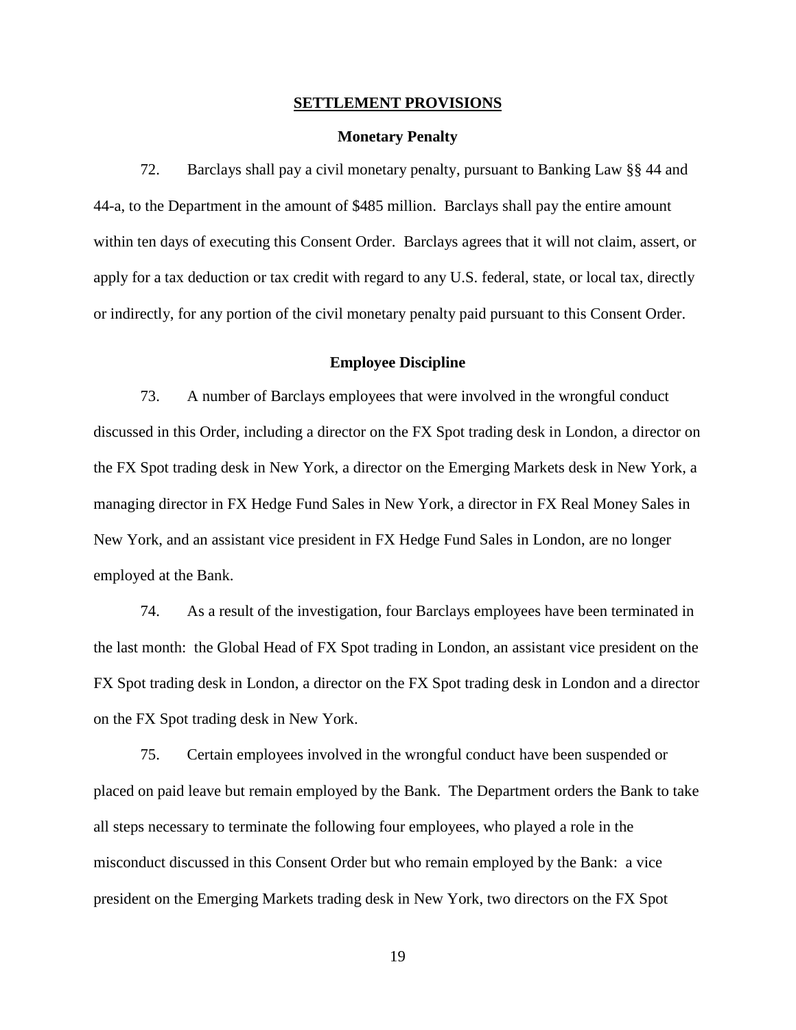## SETTLEMENT PROVISIONS

### Monetary Penalty

72. Barclays shall pay a civil monetary penalty, pursuant to Banking Law §§ 44 and 44-a, to the Department in the amount of $485 million. Barclays shall pay the entire amount within ten days of executing this Consent Order. Barclays agrees that it will not claim, assert, or apply for a tax deduction or tax credit with regard to any U.S. federal, state, or local tax, directly or indirectly, for any portion of the civil monetary penalty paid pursuant to this Consent Order.

### Employee Discipline

73. A number of Barclays employees that were involved in the wrongful conduct discussed in this Order, including a director on the FX Spot trading desk in London, a director on the FX Spot trading desk in New York, a director on the Emerging Markets desk in New York, a managing director in FX Hedge Fund Sales in New York, a director in FX Real Money Sales in New York, and an assistant vice president in FX Hedge Fund Sales in London, are no longer employed at the Bank.

74. As a result of the investigation, four Barclays employees have been terminated in the last month: the Global Head of FX Spot trading in London, an assistant vice president on the FX Spot trading desk in London, a director on the FX Spot trading desk in London and a director on the FX Spot trading desk in New York.

75. Certain employees involved in the wrongful conduct have been suspended or placed on paid leave but remain employed by the Bank. The Department orders the Bank to take all steps necessary to terminate the following four employees, who played a role in the misconduct discussed in this Consent Order but who remain employed by the Bank: a vice president on the Emerging Markets trading desk in New York, two directors on the FX Spot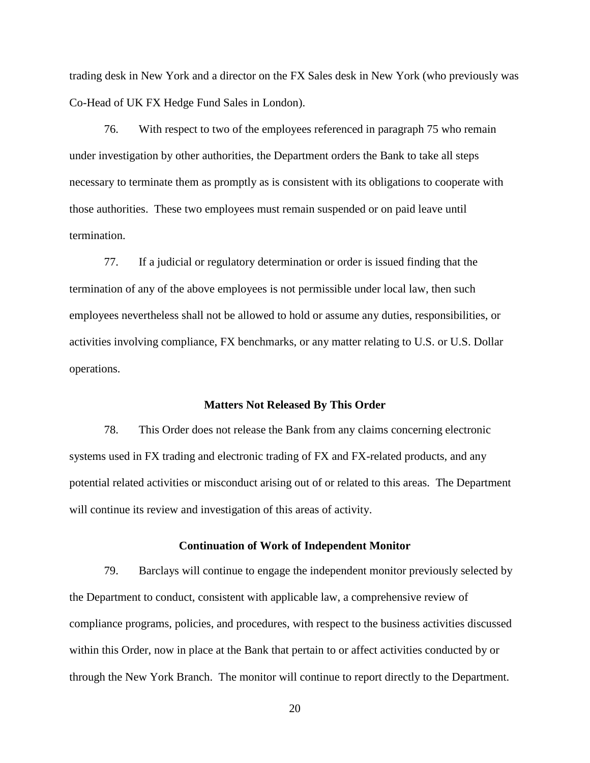trading desk in New York and a director on the FX Sales desk in New York (who previously was Co-Head of UK FX Hedge Fund Sales in London).

76. With respect to two of the employees referenced in paragraph 75 who remain under investigation by other authorities, the Department orders the Bank to take all steps necessary to terminate them as promptly as is consistent with its obligations to cooperate with those authorities. These two employees must remain suspended or on paid leave until termination.

77. If a judicial or regulatory determination or order is issued finding that the termination of any of the above employees is not permissible under local law, then such employees nevertheless shall not be allowed to hold or assume any duties, responsibilities, or activities involving compliance, FX benchmarks, or any matter relating to U.S. or U.S. Dollar operations.

**Matters Not Released By This Order**

78. This Order does not release the Bank from any claims concerning electronic systems used in FX trading and electronic trading of FX and FX-related products, and any potential related activities or misconduct arising out of or related to this areas. The Department will continue its review and investigation of this areas of activity.

**Continuation of Work of Independent Monitor**

79. Barclays will continue to engage the independent monitor previously selected by the Department to conduct, consistent with applicable law, a comprehensive review of compliance programs, policies, and procedures, with respect to the business activities discussed within this Order, now in place at the Bank that pertain to or affect activities conducted by or through the New York Branch. The monitor will continue to report directly to the Department.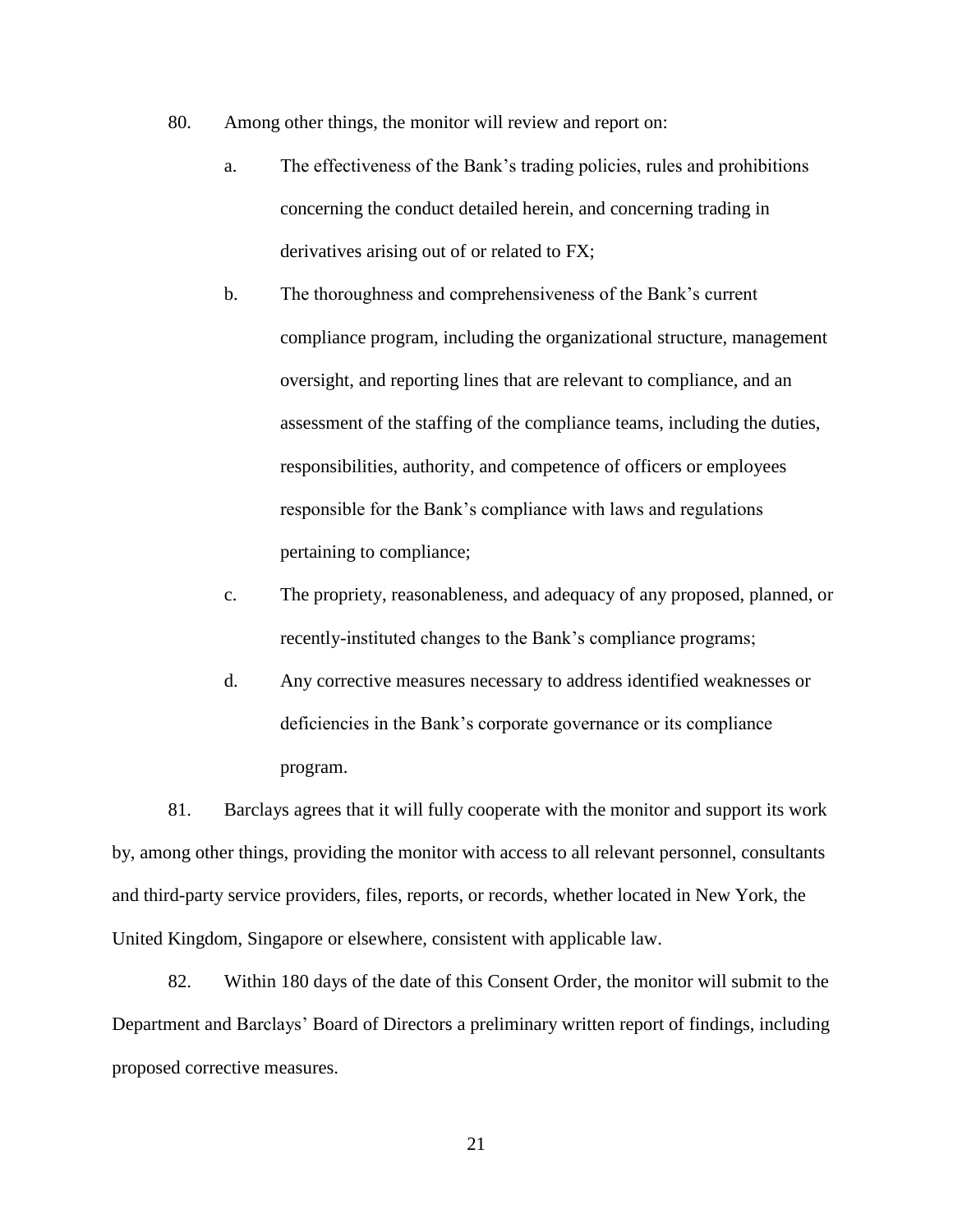80. Among other things, the monitor will review and report on:

  a. The effectiveness of the Bank's trading policies, rules and prohibitions concerning the conduct detailed herein, and concerning trading in derivatives arising out of or related to FX;

  b. The thoroughness and comprehensiveness of the Bank's current compliance program, including the organizational structure, management oversight, and reporting lines that are relevant to compliance, and an assessment of the staffing of the compliance teams, including the duties, responsibilities, authority, and competence of officers or employees responsible for the Bank's compliance with laws and regulations pertaining to compliance;

  c. The propriety, reasonableness, and adequacy of any proposed, planned, or recently-instituted changes to the Bank's compliance programs;

  d. Any corrective measures necessary to address identified weaknesses or deficiencies in the Bank's corporate governance or its compliance program.

81. Barclays agrees that it will fully cooperate with the monitor and support its work by, among other things, providing the monitor with access to all relevant personnel, consultants and third-party service providers, files, reports, or records, whether located in New York, the United Kingdom, Singapore or elsewhere, consistent with applicable law.

82. Within 180 days of the date of this Consent Order, the monitor will submit to the Department and Barclays' Board of Directors a preliminary written report of findings, including proposed corrective measures.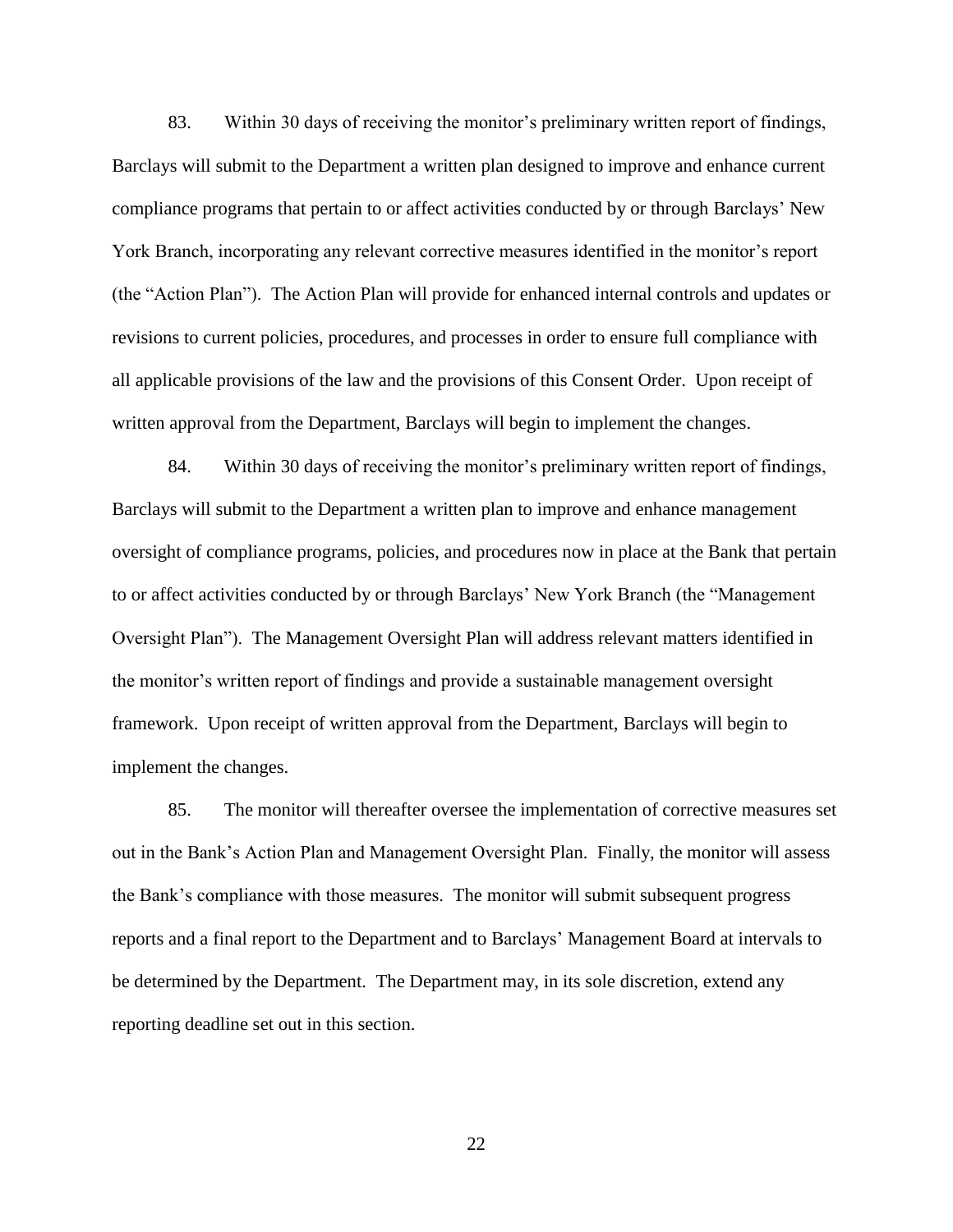83. Within 30 days of receiving the monitor's preliminary written report of findings, Barclays will submit to the Department a written plan designed to improve and enhance current compliance programs that pertain to or affect activities conducted by or through Barclays' New York Branch, incorporating any relevant corrective measures identified in the monitor's report (the "Action Plan"). The Action Plan will provide for enhanced internal controls and updates or revisions to current policies, procedures, and processes in order to ensure full compliance with all applicable provisions of the law and the provisions of this Consent Order. Upon receipt of written approval from the Department, Barclays will begin to implement the changes.

84. Within 30 days of receiving the monitor's preliminary written report of findings, Barclays will submit to the Department a written plan to improve and enhance management oversight of compliance programs, policies, and procedures now in place at the Bank that pertain to or affect activities conducted by or through Barclays' New York Branch (the "Management Oversight Plan"). The Management Oversight Plan will address relevant matters identified in the monitor's written report of findings and provide a sustainable management oversight framework. Upon receipt of written approval from the Department, Barclays will begin to implement the changes.

85. The monitor will thereafter oversee the implementation of corrective measures set out in the Bank's Action Plan and Management Oversight Plan. Finally, the monitor will assess the Bank's compliance with those measures. The monitor will submit subsequent progress reports and a final report to the Department and to Barclays' Management Board at intervals to be determined by the Department. The Department may, in its sole discretion, extend any reporting deadline set out in this section.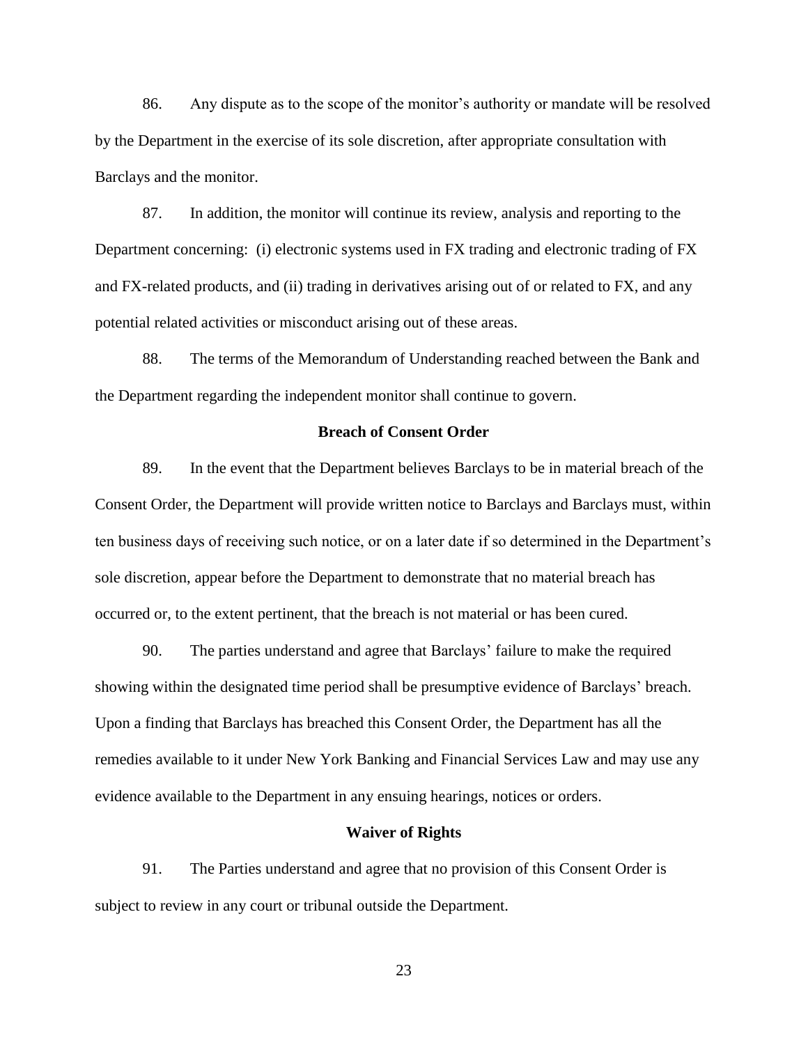86. Any dispute as to the scope of the monitor's authority or mandate will be resolved by the Department in the exercise of its sole discretion, after appropriate consultation with Barclays and the monitor.

87. In addition, the monitor will continue its review, analysis and reporting to the Department concerning: (i) electronic systems used in FX trading and electronic trading of FX and FX-related products, and (ii) trading in derivatives arising out of or related to FX, and any potential related activities or misconduct arising out of these areas.

88. The terms of the Memorandum of Understanding reached between the Bank and the Department regarding the independent monitor shall continue to govern.

**Breach of Consent Order**

89. In the event that the Department believes Barclays to be in material breach of the Consent Order, the Department will provide written notice to Barclays and Barclays must, within ten business days of receiving such notice, or on a later date if so determined in the Department's sole discretion, appear before the Department to demonstrate that no material breach has occurred or, to the extent pertinent, that the breach is not material or has been cured.

90. The parties understand and agree that Barclays' failure to make the required showing within the designated time period shall be presumptive evidence of Barclays' breach. Upon a finding that Barclays has breached this Consent Order, the Department has all the remedies available to it under New York Banking and Financial Services Law and may use any evidence available to the Department in any ensuing hearings, notices or orders.

**Waiver of Rights**

91. The Parties understand and agree that no provision of this Consent Order is subject to review in any court or tribunal outside the Department.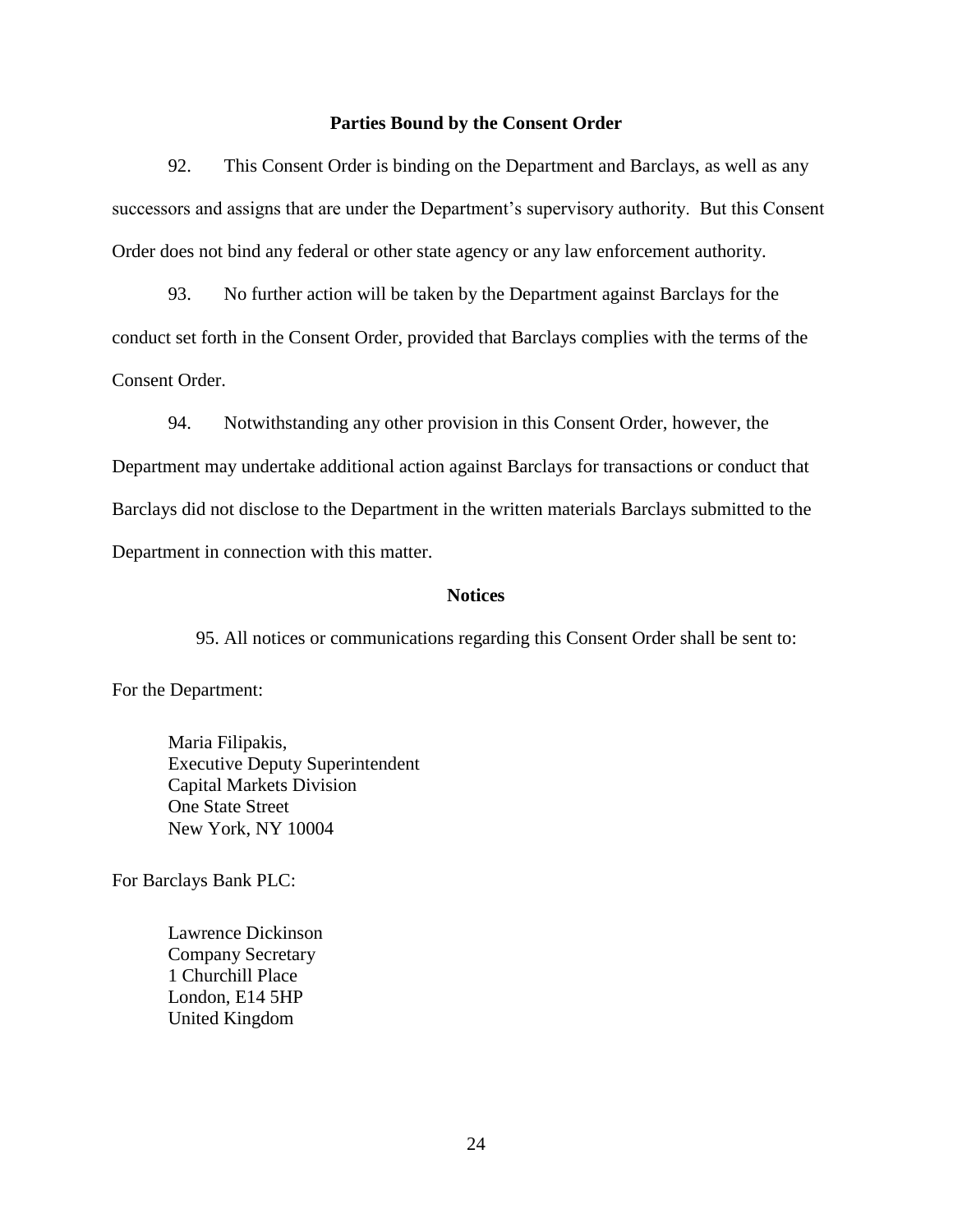**Parties Bound by the Consent Order**

92. This Consent Order is binding on the Department and Barclays, as well as any successors and assigns that are under the Department's supervisory authority. But this Consent Order does not bind any federal or other state agency or any law enforcement authority.

93. No further action will be taken by the Department against Barclays for the conduct set forth in the Consent Order, provided that Barclays complies with the terms of the Consent Order.

94. Notwithstanding any other provision in this Consent Order, however, the Department may undertake additional action against Barclays for transactions or conduct that Barclays did not disclose to the Department in the written materials Barclays submitted to the Department in connection with this matter.

**Notices**

95. All notices or communications regarding this Consent Order shall be sent to:

For the Department:

Maria Filipakis,
Executive Deputy Superintendent
Capital Markets Division
One State Street
New York, NY 10004

For Barclays Bank PLC:

Lawrence Dickinson
Company Secretary
1 Churchill Place
London, E14 5HP
United Kingdom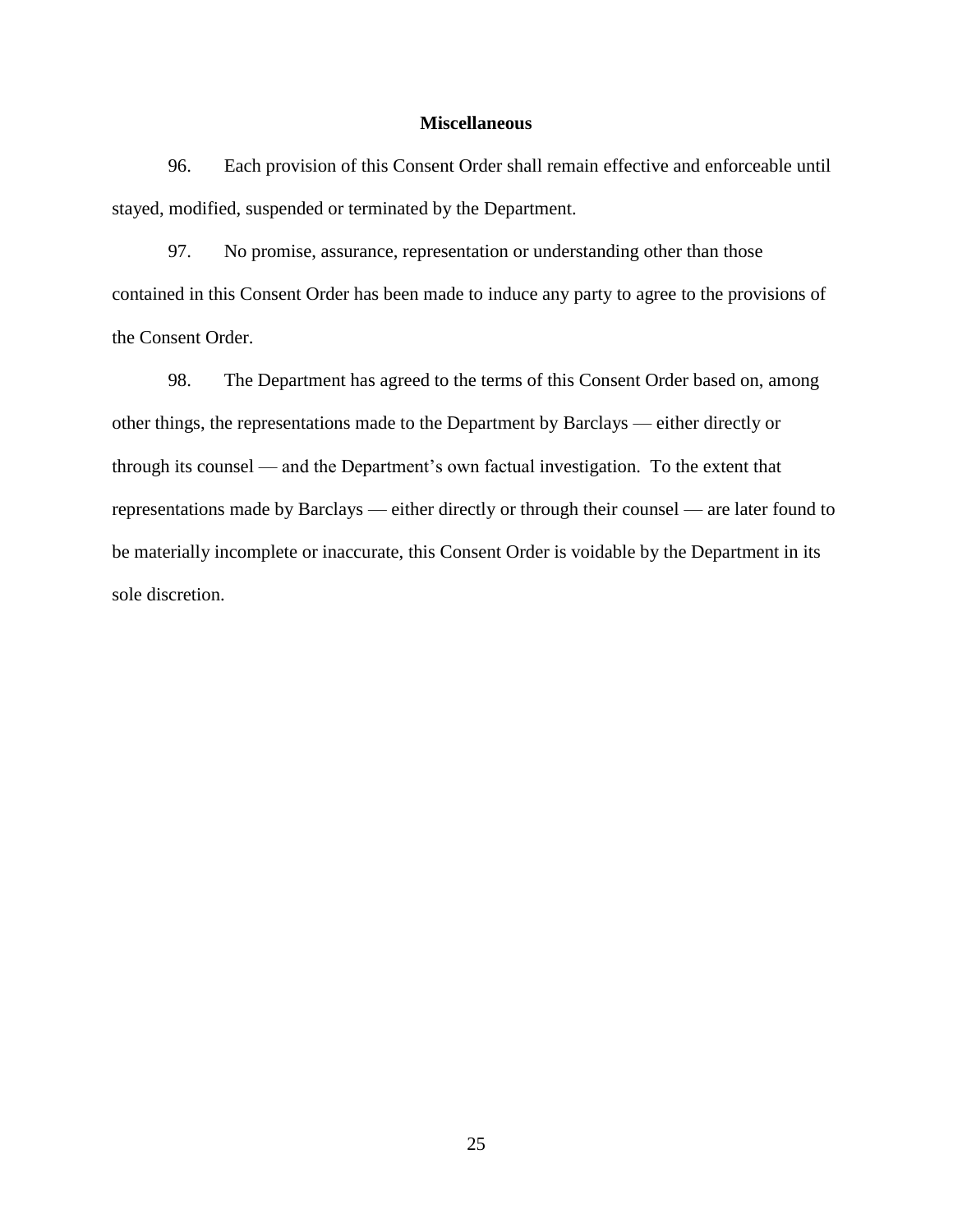## Miscellaneous

96. Each provision of this Consent Order shall remain effective and enforceable until stayed, modified, suspended or terminated by the Department.

97. No promise, assurance, representation or understanding other than those contained in this Consent Order has been made to induce any party to agree to the provisions of the Consent Order.

98. The Department has agreed to the terms of this Consent Order based on, among other things, the representations made to the Department by Barclays — either directly or through its counsel — and the Department's own factual investigation. To the extent that representations made by Barclays — either directly or through their counsel — are later found to be materially incomplete or inaccurate, this Consent Order is voidable by the Department in its sole discretion.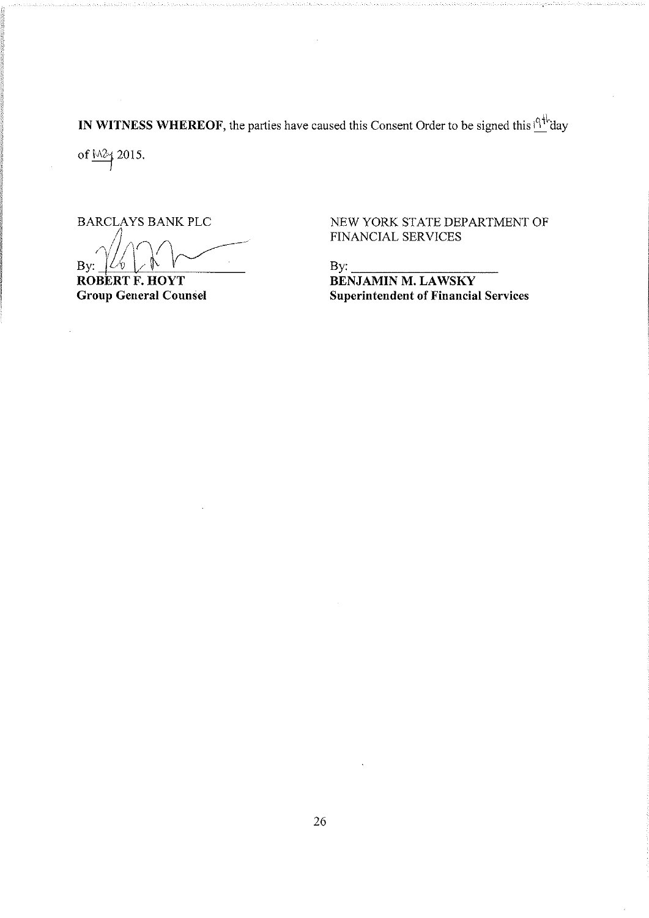**IN WITNESS WHEREOF**, the parties have caused this Consent Order to be signed this 19th day of May 2015.

BARCLAYS BANK PLC

By: ______________________

**ROBERT F. HOYT**
**Group General Counsel**

NEW YORK STATE DEPARTMENT OF FINANCIAL SERVICES

By: ______________________

**BENJAMIN M. LAWSKY**
**Superintendent of Financial Services**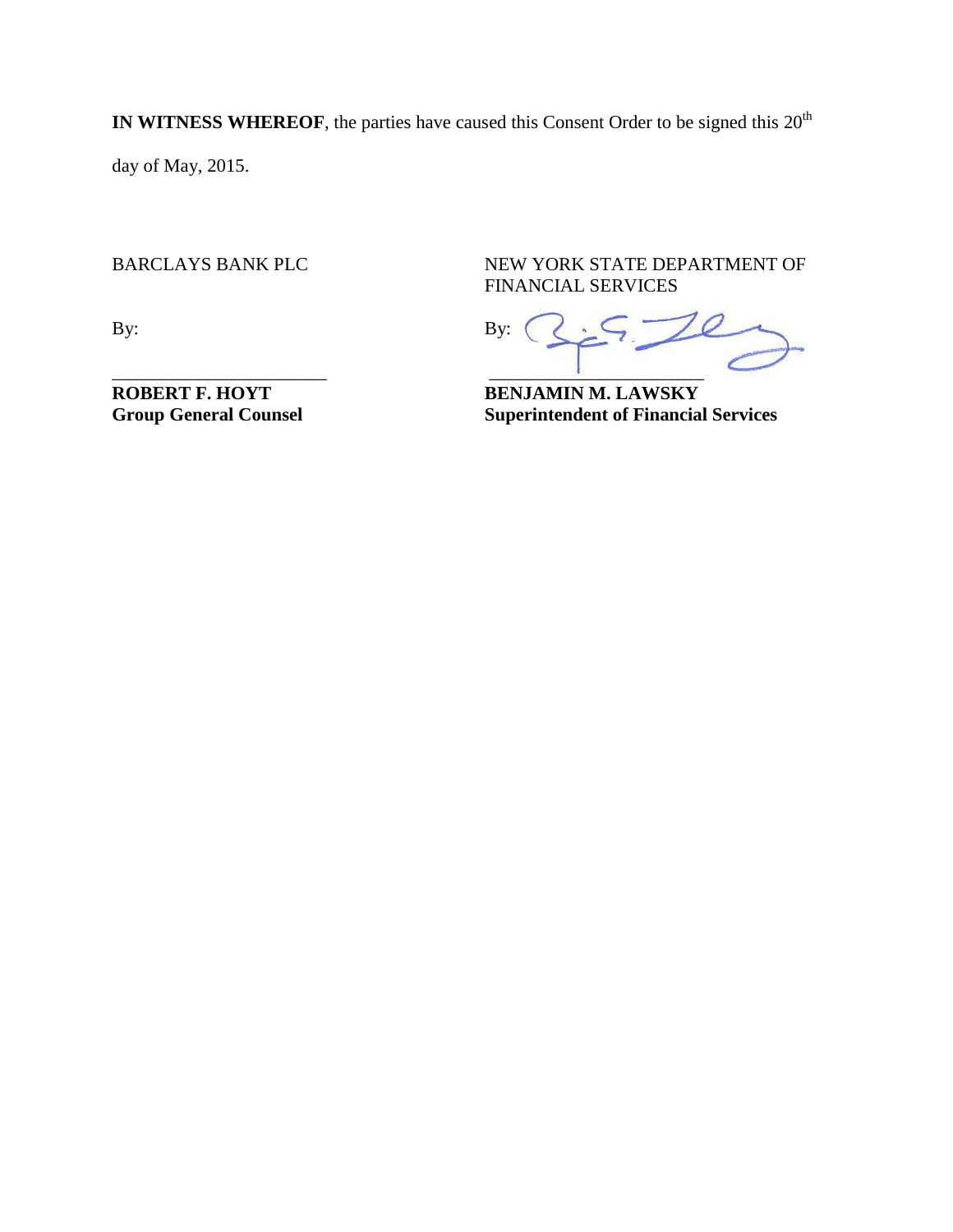**IN WITNESS WHEREOF**, the parties have caused this Consent Order to be signed this 20th day of May, 2015.

BARCLAYS BANK PLC

By:

\_\_\_\_\_\_\_\_\_\_\_\_\_\_\_\_\_\_\_\_\_\_\_\_

**ROBERT F. HOYT**
**Group General Counsel**

NEW YORK STATE DEPARTMENT OF FINANCIAL SERVICES

By:

\_\_\_\_\_\_\_\_\_\_\_\_\_\_\_\_\_\_\_\_\_\_\_\_

**BENJAMIN M. LAWSKY**
**Superintendent of Financial Services**